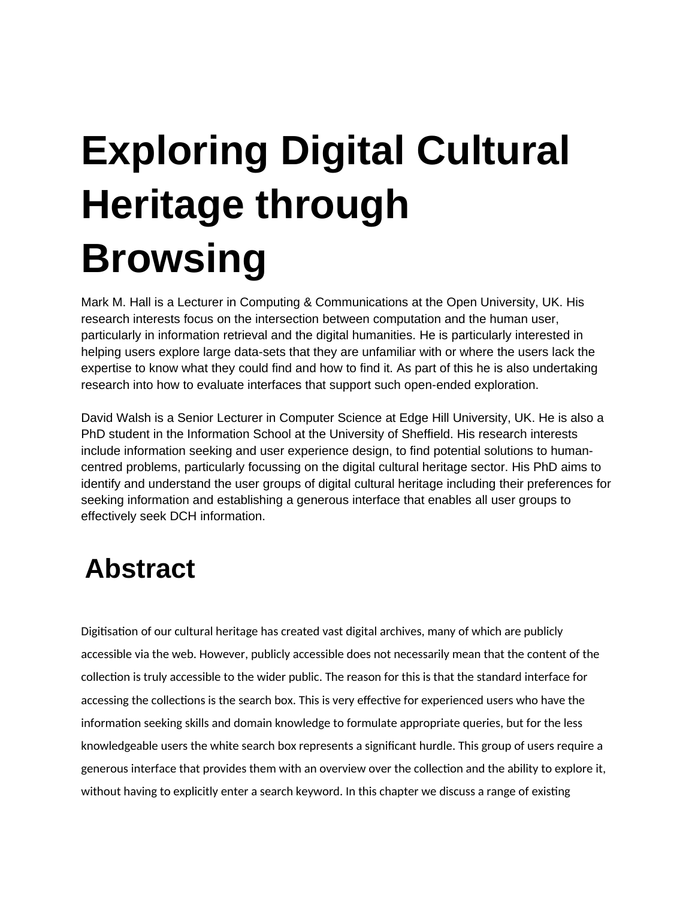# Exploring Digital Cultural Heritage through Browsing

Mark M. Hall is a Lecturer in Computing & Communications at the Open University, UK. His research interests focus on the intersection between computation and the human user, particularly in information retrieval and the digital humanities. He is particularly interested in helping users explore large data-sets that they are unfamiliar with or where the users lack the expertise to know what they could find and how to find it. As part of this he is also undertaking research into how to evaluate interfaces that support such open-ended exploration.

David Walsh is a Senior Lecturer in Computer Science at Edge Hill University, UK. He is also a PhD student in the Information School at the University of Sheffield. His research interests include information seeking and user experience design, to find potential solutions to human-centred problems, particularly focussing on the digital cultural heritage sector. His PhD aims to identify and understand the user groups of digital cultural heritage including their preferences for seeking information and establishing a generous interface that enables all user groups to effectively seek DCH information.

## Abstract

Digitisation of our cultural heritage has created vast digital archives, many of which are publicly accessible via the web. However, publicly accessible does not necessarily mean that the content of the collection is truly accessible to the wider public. The reason for this is that the standard interface for accessing the collections is the search box. This is very effective for experienced users who have the information seeking skills and domain knowledge to formulate appropriate queries, but for the less knowledgeable users the white search box represents a significant hurdle. This group of users require a generous interface that provides them with an overview over the collection and the ability to explore it, without having to explicitly enter a search keyword. In this chapter we discuss a range of existing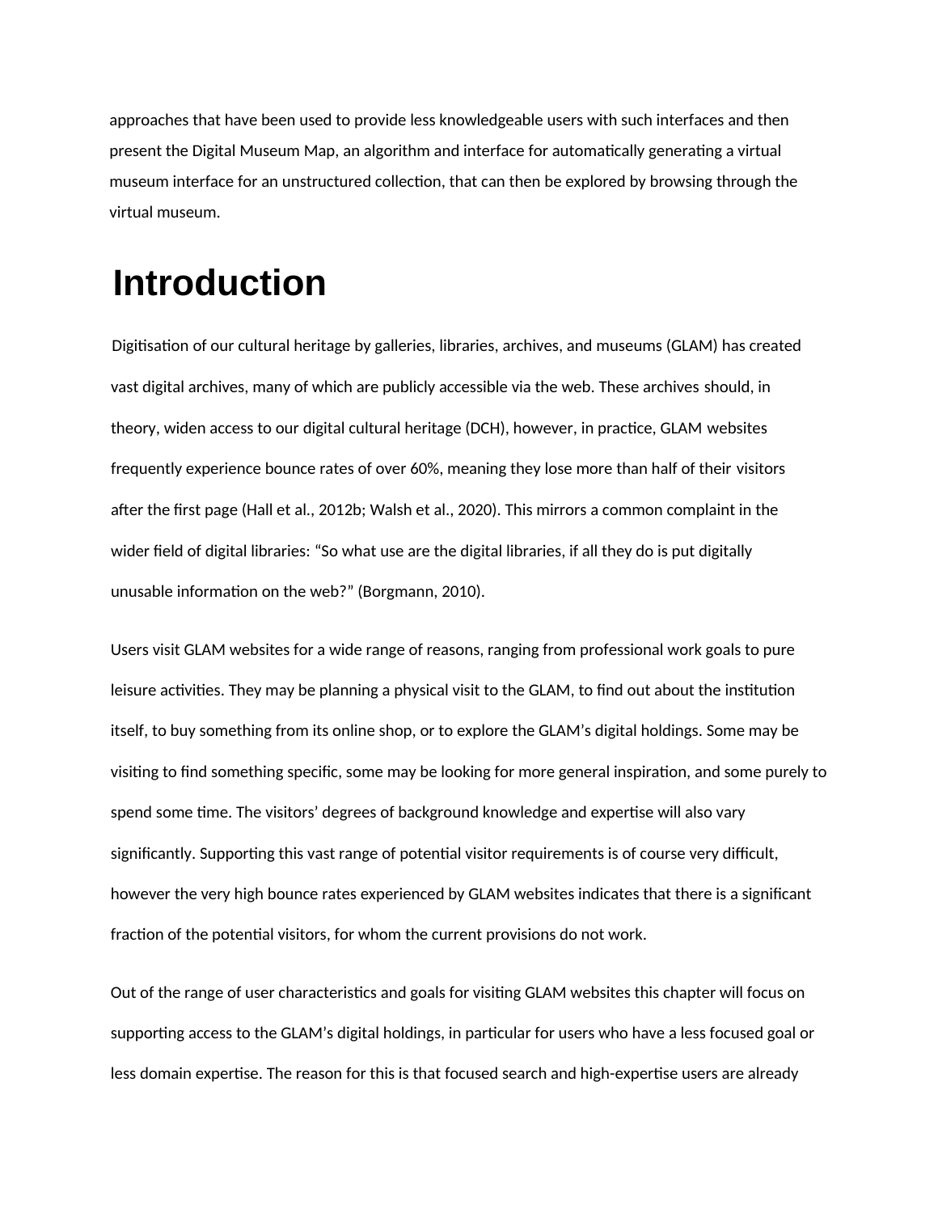approaches that have been used to provide less knowledgeable users with such interfaces and then present the Digital Museum Map, an algorithm and interface for automatically generating a virtual museum interface for an unstructured collection, that can then be explored by browsing through the virtual museum.

# Introduction

Digitisation of our cultural heritage by galleries, libraries, archives, and museums (GLAM) has created vast digital archives, many of which are publicly accessible via the web. These archives should, in theory, widen access to our digital cultural heritage (DCH), however, in practice, GLAM websites frequently experience bounce rates of over 60%, meaning they lose more than half of their visitors after the first page (Hall et al., 2012b; Walsh et al., 2020). This mirrors a common complaint in the wider field of digital libraries: "So what use are the digital libraries, if all they do is put digitally unusable information on the web?" (Borgmann, 2010).

Users visit GLAM websites for a wide range of reasons, ranging from professional work goals to pure leisure activities. They may be planning a physical visit to the GLAM, to find out about the institution itself, to buy something from its online shop, or to explore the GLAM's digital holdings. Some may be visiting to find something specific, some may be looking for more general inspiration, and some purely to spend some time. The visitors' degrees of background knowledge and expertise will also vary significantly. Supporting this vast range of potential visitor requirements is of course very difficult, however the very high bounce rates experienced by GLAM websites indicates that there is a significant fraction of the potential visitors, for whom the current provisions do not work.

Out of the range of user characteristics and goals for visiting GLAM websites this chapter will focus on supporting access to the GLAM's digital holdings, in particular for users who have a less focused goal or less domain expertise. The reason for this is that focused search and high-expertise users are already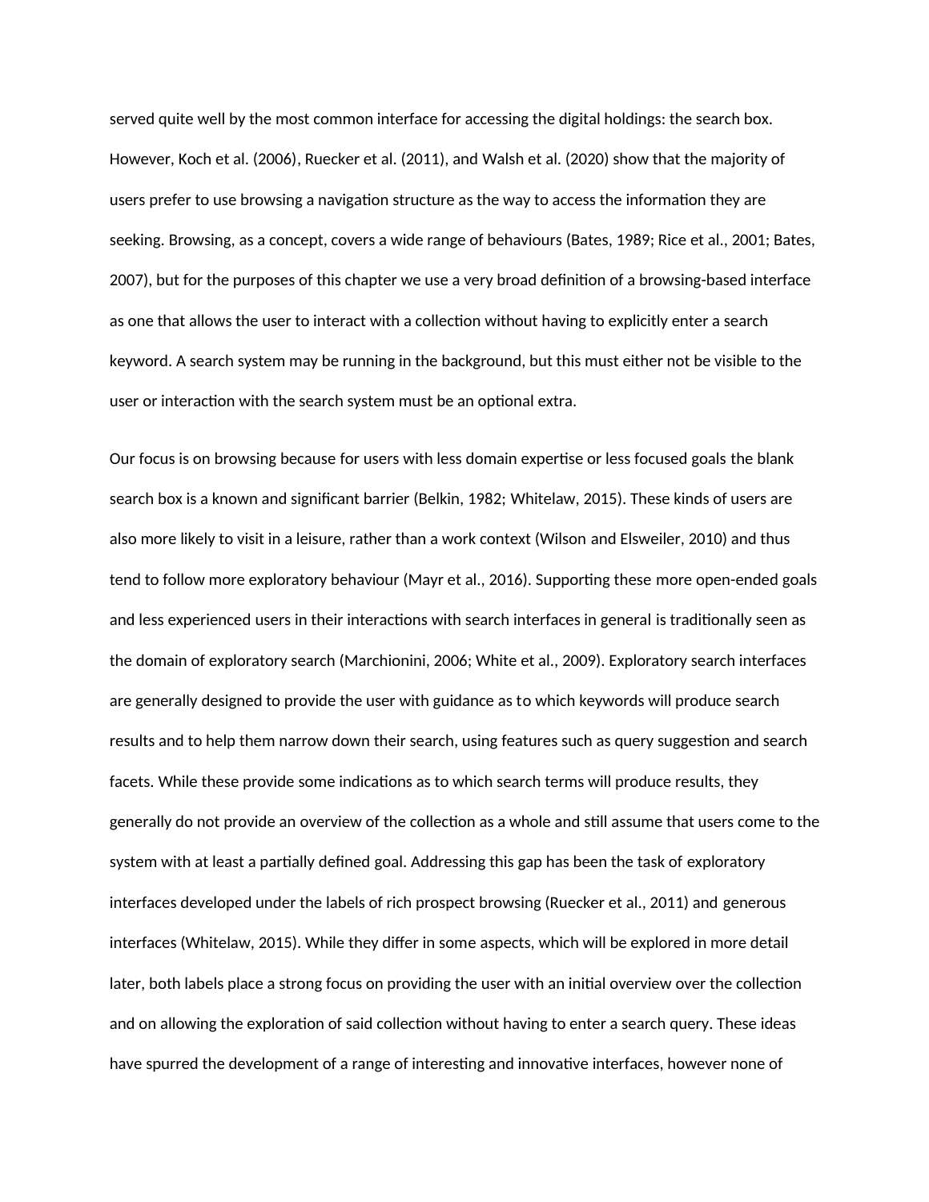served quite well by the most common interface for accessing the digital holdings: the search box. However, Koch et al. (2006), Ruecker et al. (2011), and Walsh et al. (2020) show that the majority of users prefer to use browsing a navigation structure as the way to access the information they are seeking. Browsing, as a concept, covers a wide range of behaviours (Bates, 1989; Rice et al., 2001; Bates, 2007), but for the purposes of this chapter we use a very broad definition of a browsing-based interface as one that allows the user to interact with a collection without having to explicitly enter a search keyword. A search system may be running in the background, but this must either not be visible to the user or interaction with the search system must be an optional extra.

Our focus is on browsing because for users with less domain expertise or less focused goals the blank search box is a known and significant barrier (Belkin, 1982; Whitelaw, 2015). These kinds of users are also more likely to visit in a leisure, rather than a work context (Wilson and Elsweiler, 2010) and thus tend to follow more exploratory behaviour (Mayr et al., 2016). Supporting these more open-ended goals and less experienced users in their interactions with search interfaces in general is traditionally seen as the domain of exploratory search (Marchionini, 2006; White et al., 2009). Exploratory search interfaces are generally designed to provide the user with guidance as to which keywords will produce search results and to help them narrow down their search, using features such as query suggestion and search facets. While these provide some indications as to which search terms will produce results, they generally do not provide an overview of the collection as a whole and still assume that users come to the system with at least a partially defined goal. Addressing this gap has been the task of exploratory interfaces developed under the labels of rich prospect browsing (Ruecker et al., 2011) and generous interfaces (Whitelaw, 2015). While they differ in some aspects, which will be explored in more detail later, both labels place a strong focus on providing the user with an initial overview over the collection and on allowing the exploration of said collection without having to enter a search query. These ideas have spurred the development of a range of interesting and innovative interfaces, however none of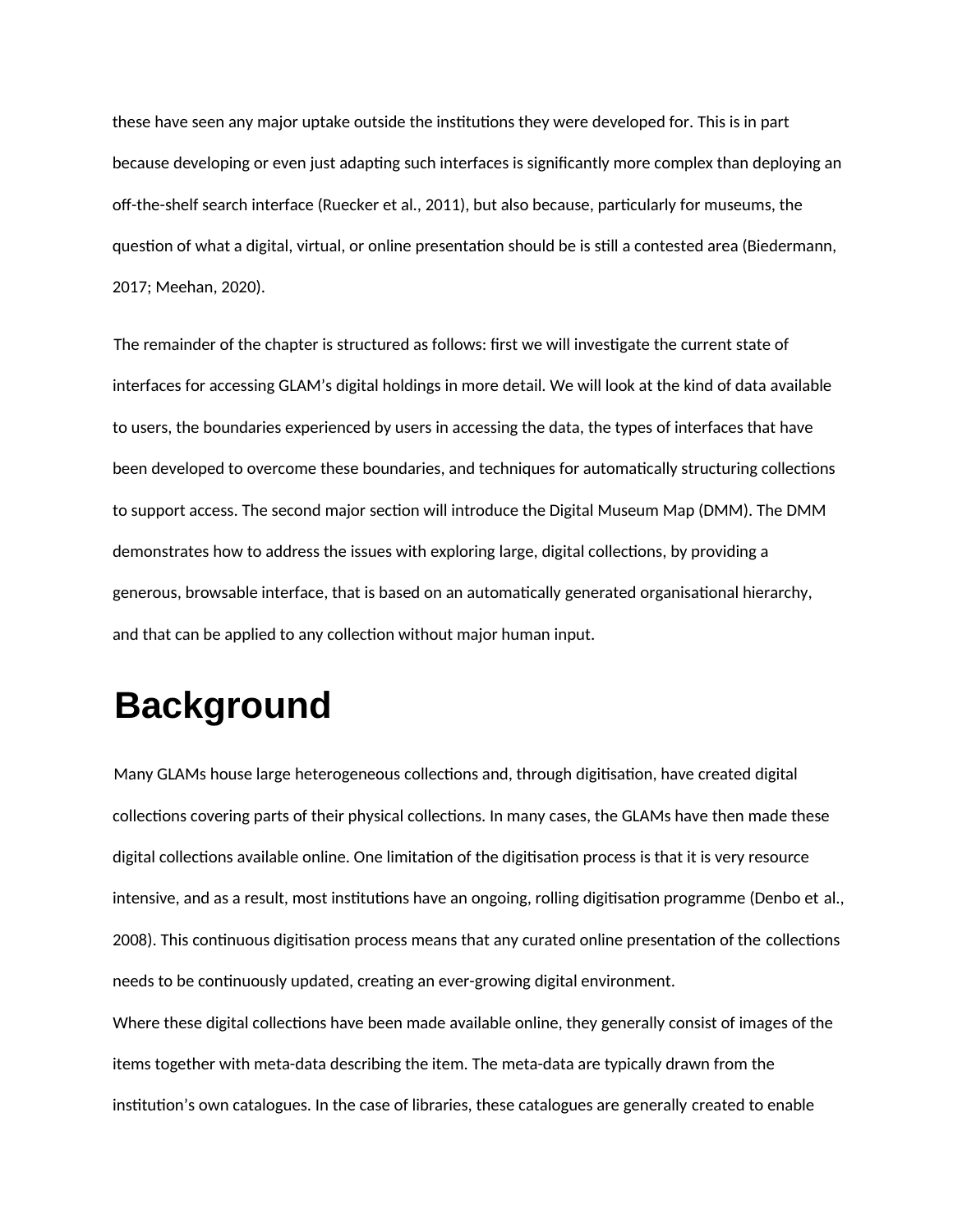these have seen any major uptake outside the institutions they were developed for. This is in part because developing or even just adapting such interfaces is significantly more complex than deploying an off-the-shelf search interface (Ruecker et al., 2011), but also because, particularly for museums, the question of what a digital, virtual, or online presentation should be is still a contested area (Biedermann, 2017; Meehan, 2020).

The remainder of the chapter is structured as follows: first we will investigate the current state of interfaces for accessing GLAM's digital holdings in more detail. We will look at the kind of data available to users, the boundaries experienced by users in accessing the data, the types of interfaces that have been developed to overcome these boundaries, and techniques for automatically structuring collections to support access. The second major section will introduce the Digital Museum Map (DMM). The DMM demonstrates how to address the issues with exploring large, digital collections, by providing a generous, browsable interface, that is based on an automatically generated organisational hierarchy, and that can be applied to any collection without major human input.

# Background

Many GLAMs house large heterogeneous collections and, through digitisation, have created digital collections covering parts of their physical collections. In many cases, the GLAMs have then made these digital collections available online. One limitation of the digitisation process is that it is very resource intensive, and as a result, most institutions have an ongoing, rolling digitisation programme (Denbo et al., 2008). This continuous digitisation process means that any curated online presentation of the collections needs to be continuously updated, creating an ever-growing digital environment.

Where these digital collections have been made available online, they generally consist of images of the items together with meta-data describing the item. The meta-data are typically drawn from the institution's own catalogues. In the case of libraries, these catalogues are generally created to enable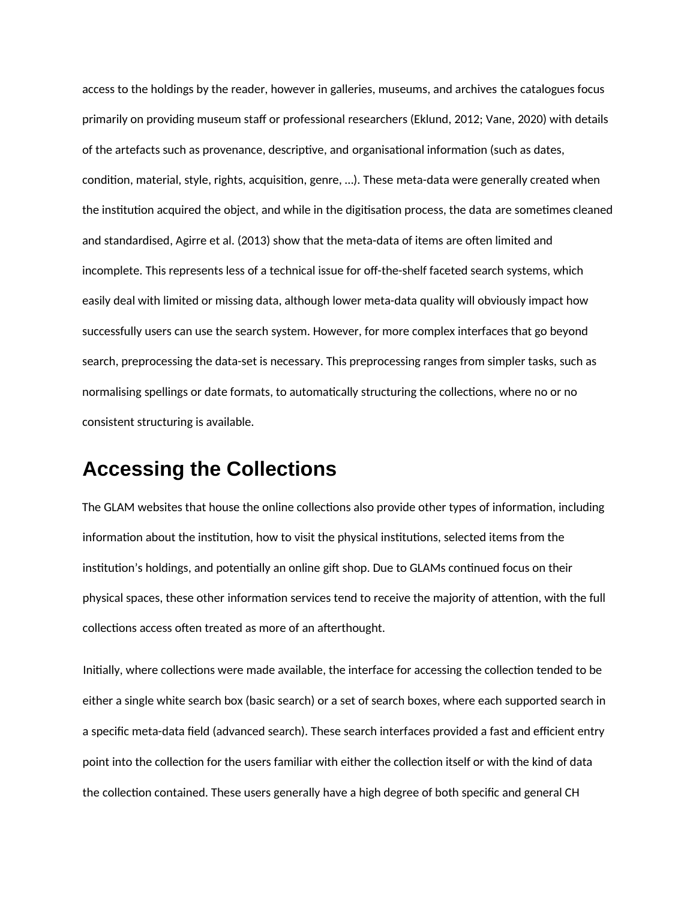access to the holdings by the reader, however in galleries, museums, and archives the catalogues focus primarily on providing museum staff or professional researchers (Eklund, 2012; Vane, 2020) with details of the artefacts such as provenance, descriptive, and organisational information (such as dates, condition, material, style, rights, acquisition, genre, …). These meta-data were generally created when the institution acquired the object, and while in the digitisation process, the data are sometimes cleaned and standardised, Agirre et al. (2013) show that the meta-data of items are often limited and incomplete. This represents less of a technical issue for off-the-shelf faceted search systems, which easily deal with limited or missing data, although lower meta-data quality will obviously impact how successfully users can use the search system. However, for more complex interfaces that go beyond search, preprocessing the data-set is necessary. This preprocessing ranges from simpler tasks, such as normalising spellings or date formats, to automatically structuring the collections, where no or no consistent structuring is available.

## Accessing the Collections

The GLAM websites that house the online collections also provide other types of information, including information about the institution, how to visit the physical institutions, selected items from the institution's holdings, and potentially an online gift shop. Due to GLAMs continued focus on their physical spaces, these other information services tend to receive the majority of attention, with the full collections access often treated as more of an afterthought.

Initially, where collections were made available, the interface for accessing the collection tended to be either a single white search box (basic search) or a set of search boxes, where each supported search in a specific meta-data field (advanced search). These search interfaces provided a fast and efficient entry point into the collection for the users familiar with either the collection itself or with the kind of data the collection contained. These users generally have a high degree of both specific and general CH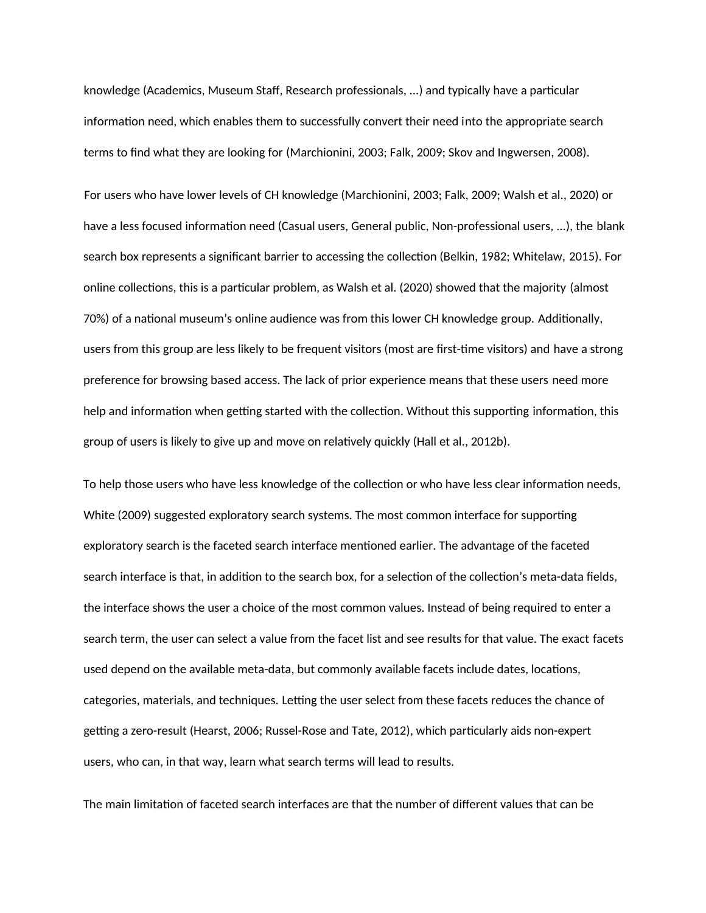knowledge (Academics, Museum Staff, Research professionals, ...) and typically have a particular information need, which enables them to successfully convert their need into the appropriate search terms to find what they are looking for (Marchionini, 2003; Falk, 2009; Skov and Ingwersen, 2008).

For users who have lower levels of CH knowledge (Marchionini, 2003; Falk, 2009; Walsh et al., 2020) or have a less focused information need (Casual users, General public, Non-professional users, ...), the blank search box represents a significant barrier to accessing the collection (Belkin, 1982; Whitelaw, 2015). For online collections, this is a particular problem, as Walsh et al. (2020) showed that the majority (almost 70%) of a national museum's online audience was from this lower CH knowledge group. Additionally, users from this group are less likely to be frequent visitors (most are first-time visitors) and have a strong preference for browsing based access. The lack of prior experience means that these users need more help and information when getting started with the collection. Without this supporting information, this group of users is likely to give up and move on relatively quickly (Hall et al., 2012b).

To help those users who have less knowledge of the collection or who have less clear information needs, White (2009) suggested exploratory search systems. The most common interface for supporting exploratory search is the faceted search interface mentioned earlier. The advantage of the faceted search interface is that, in addition to the search box, for a selection of the collection's meta-data fields, the interface shows the user a choice of the most common values. Instead of being required to enter a search term, the user can select a value from the facet list and see results for that value. The exact facets used depend on the available meta-data, but commonly available facets include dates, locations, categories, materials, and techniques. Letting the user select from these facets reduces the chance of getting a zero-result (Hearst, 2006; Russel-Rose and Tate, 2012), which particularly aids non-expert users, who can, in that way, learn what search terms will lead to results.

The main limitation of faceted search interfaces are that the number of different values that can be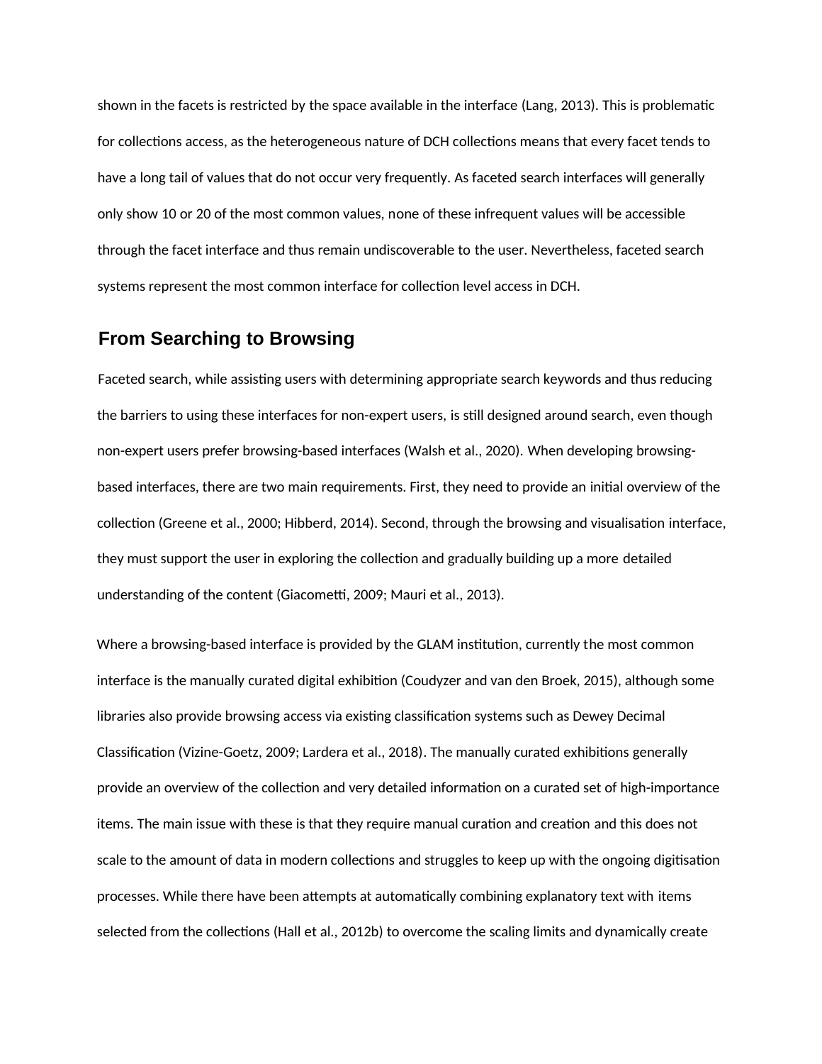shown in the facets is restricted by the space available in the interface (Lang, 2013). This is problematic for collections access, as the heterogeneous nature of DCH collections means that every facet tends to have a long tail of values that do not occur very frequently. As faceted search interfaces will generally only show 10 or 20 of the most common values, none of these infrequent values will be accessible through the facet interface and thus remain undiscoverable to the user. Nevertheless, faceted search systems represent the most common interface for collection level access in DCH.

## From Searching to Browsing

Faceted search, while assisting users with determining appropriate search keywords and thus reducing the barriers to using these interfaces for non-expert users, is still designed around search, even though non-expert users prefer browsing-based interfaces (Walsh et al., 2020). When developing browsing-based interfaces, there are two main requirements. First, they need to provide an initial overview of the collection (Greene et al., 2000; Hibberd, 2014). Second, through the browsing and visualisation interface, they must support the user in exploring the collection and gradually building up a more detailed understanding of the content (Giacometti, 2009; Mauri et al., 2013).

Where a browsing-based interface is provided by the GLAM institution, currently the most common interface is the manually curated digital exhibition (Coudyzer and van den Broek, 2015), although some libraries also provide browsing access via existing classification systems such as Dewey Decimal Classification (Vizine-Goetz, 2009; Lardera et al., 2018). The manually curated exhibitions generally provide an overview of the collection and very detailed information on a curated set of high-importance items. The main issue with these is that they require manual curation and creation and this does not scale to the amount of data in modern collections and struggles to keep up with the ongoing digitisation processes. While there have been attempts at automatically combining explanatory text with items selected from the collections (Hall et al., 2012b) to overcome the scaling limits and dynamically create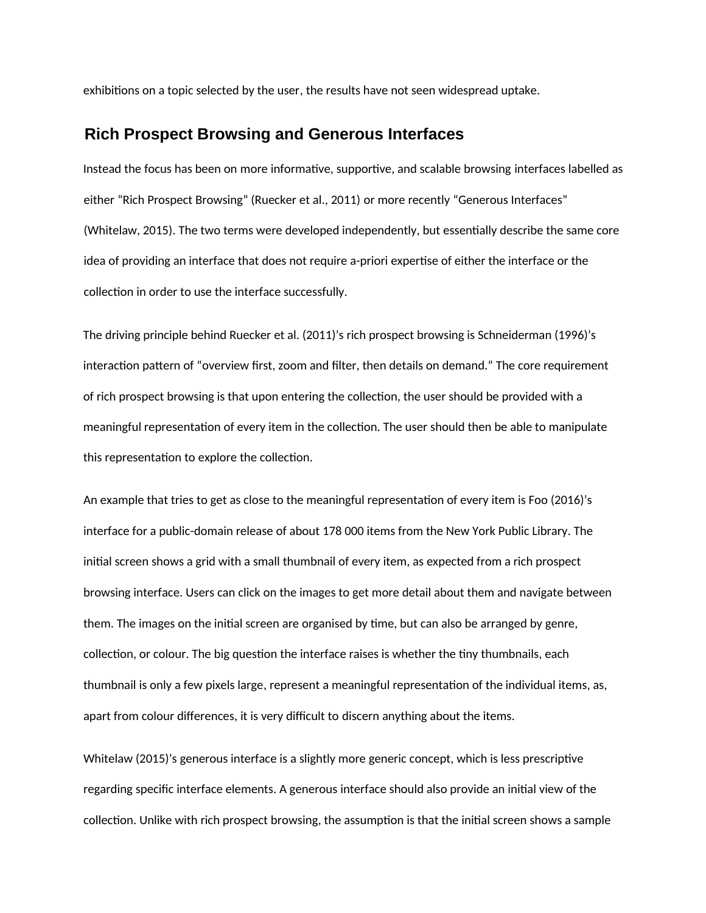exhibitions on a topic selected by the user, the results have not seen widespread uptake.

## Rich Prospect Browsing and Generous Interfaces

Instead the focus has been on more informative, supportive, and scalable browsing interfaces labelled as either “Rich Prospect Browsing” (Ruecker et al., 2011) or more recently “Generous Interfaces” (Whitelaw, 2015). The two terms were developed independently, but essentially describe the same core idea of providing an interface that does not require a-priori expertise of either the interface or the collection in order to use the interface successfully.

The driving principle behind Ruecker et al. (2011)’s rich prospect browsing is Schneiderman (1996)’s interaction pattern of “overview first, zoom and filter, then details on demand.” The core requirement of rich prospect browsing is that upon entering the collection, the user should be provided with a meaningful representation of every item in the collection. The user should then be able to manipulate this representation to explore the collection.

An example that tries to get as close to the meaningful representation of every item is Foo (2016)’s interface for a public-domain release of about 178 000 items from the New York Public Library. The initial screen shows a grid with a small thumbnail of every item, as expected from a rich prospect browsing interface. Users can click on the images to get more detail about them and navigate between them. The images on the initial screen are organised by time, but can also be arranged by genre, collection, or colour. The big question the interface raises is whether the tiny thumbnails, each thumbnail is only a few pixels large, represent a meaningful representation of the individual items, as, apart from colour differences, it is very difficult to discern anything about the items.

Whitelaw (2015)’s generous interface is a slightly more generic concept, which is less prescriptive regarding specific interface elements. A generous interface should also provide an initial view of the collection. Unlike with rich prospect browsing, the assumption is that the initial screen shows a sample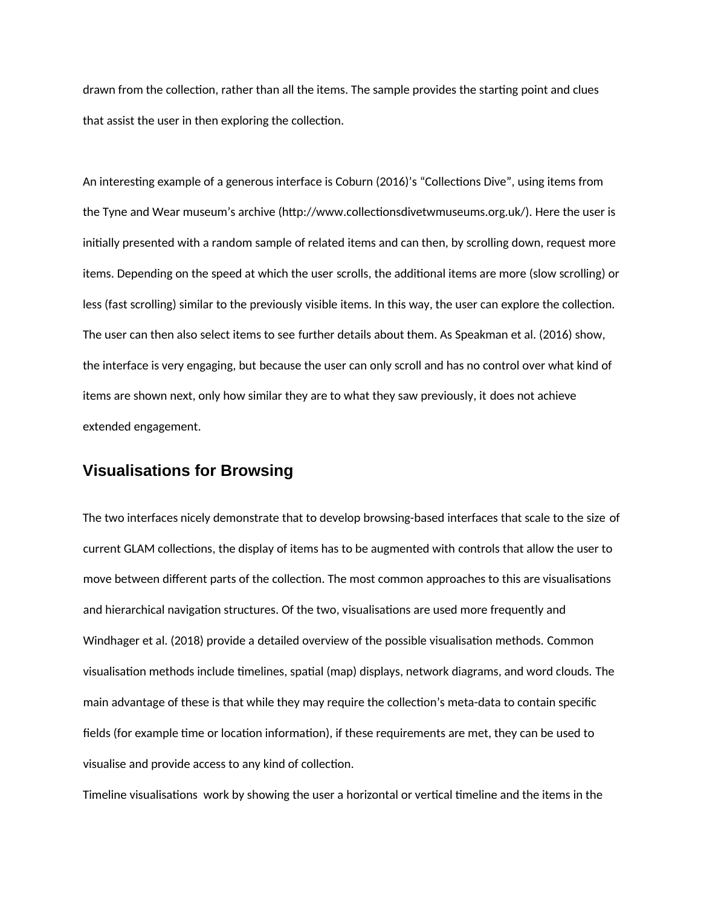drawn from the collection, rather than all the items. The sample provides the starting point and clues that assist the user in then exploring the collection.

An interesting example of a generous interface is Coburn (2016)'s "Collections Dive", using items from the Tyne and Wear museum's archive (http://www.collectionsdivetwmuseums.org.uk/). Here the user is initially presented with a random sample of related items and can then, by scrolling down, request more items. Depending on the speed at which the user scrolls, the additional items are more (slow scrolling) or less (fast scrolling) similar to the previously visible items. In this way, the user can explore the collection. The user can then also select items to see further details about them. As Speakman et al. (2016) show, the interface is very engaging, but because the user can only scroll and has no control over what kind of items are shown next, only how similar they are to what they saw previously, it does not achieve extended engagement.

## Visualisations for Browsing

The two interfaces nicely demonstrate that to develop browsing-based interfaces that scale to the size of current GLAM collections, the display of items has to be augmented with controls that allow the user to move between different parts of the collection. The most common approaches to this are visualisations and hierarchical navigation structures. Of the two, visualisations are used more frequently and Windhager et al. (2018) provide a detailed overview of the possible visualisation methods. Common visualisation methods include timelines, spatial (map) displays, network diagrams, and word clouds. The main advantage of these is that while they may require the collection's meta-data to contain specific fields (for example time or location information), if these requirements are met, they can be used to visualise and provide access to any kind of collection.

Timeline visualisations work by showing the user a horizontal or vertical timeline and the items in the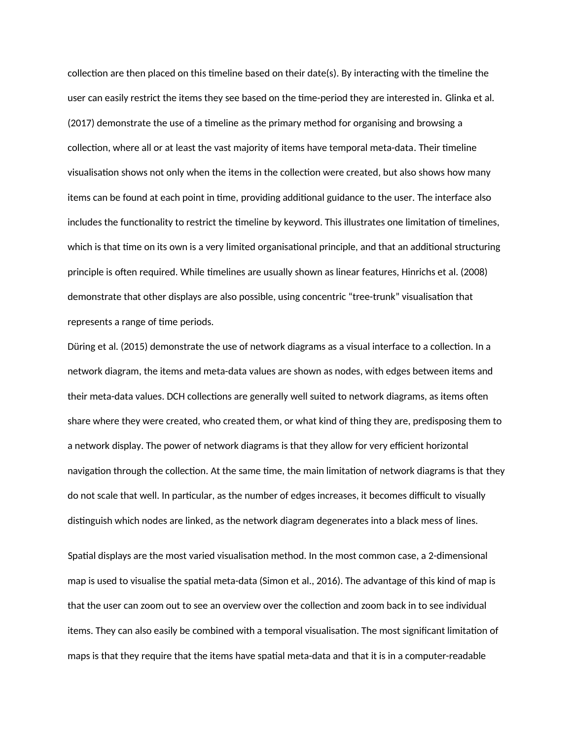collection are then placed on this timeline based on their date(s). By interacting with the timeline the user can easily restrict the items they see based on the time-period they are interested in. Glinka et al. (2017) demonstrate the use of a timeline as the primary method for organising and browsing a collection, where all or at least the vast majority of items have temporal meta-data. Their timeline visualisation shows not only when the items in the collection were created, but also shows how many items can be found at each point in time, providing additional guidance to the user. The interface also includes the functionality to restrict the timeline by keyword. This illustrates one limitation of timelines, which is that time on its own is a very limited organisational principle, and that an additional structuring principle is often required. While timelines are usually shown as linear features, Hinrichs et al. (2008) demonstrate that other displays are also possible, using concentric "tree-trunk" visualisation that represents a range of time periods.

Düring et al. (2015) demonstrate the use of network diagrams as a visual interface to a collection. In a network diagram, the items and meta-data values are shown as nodes, with edges between items and their meta-data values. DCH collections are generally well suited to network diagrams, as items often share where they were created, who created them, or what kind of thing they are, predisposing them to a network display. The power of network diagrams is that they allow for very efficient horizontal navigation through the collection. At the same time, the main limitation of network diagrams is that they do not scale that well. In particular, as the number of edges increases, it becomes difficult to visually distinguish which nodes are linked, as the network diagram degenerates into a black mess of lines.

Spatial displays are the most varied visualisation method. In the most common case, a 2-dimensional map is used to visualise the spatial meta-data (Simon et al., 2016). The advantage of this kind of map is that the user can zoom out to see an overview over the collection and zoom back in to see individual items. They can also easily be combined with a temporal visualisation. The most significant limitation of maps is that they require that the items have spatial meta-data and that it is in a computer-readable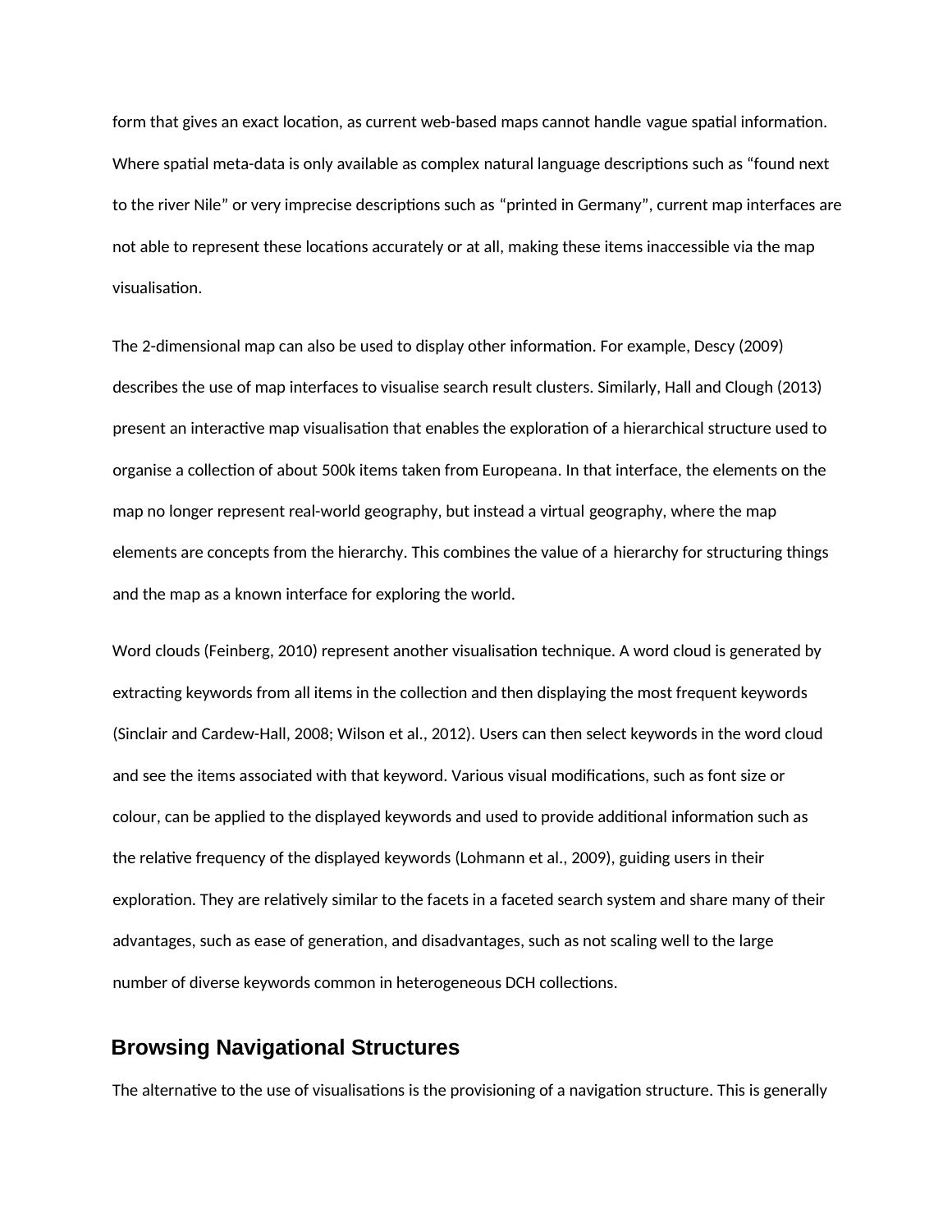form that gives an exact location, as current web-based maps cannot handle vague spatial information. Where spatial meta-data is only available as complex natural language descriptions such as “found next to the river Nile” or very imprecise descriptions such as “printed in Germany”, current map interfaces are not able to represent these locations accurately or at all, making these items inaccessible via the map visualisation.

The 2-dimensional map can also be used to display other information. For example, Descy (2009) describes the use of map interfaces to visualise search result clusters. Similarly, Hall and Clough (2013) present an interactive map visualisation that enables the exploration of a hierarchical structure used to organise a collection of about 500k items taken from Europeana. In that interface, the elements on the map no longer represent real-world geography, but instead a virtual geography, where the map elements are concepts from the hierarchy. This combines the value of a hierarchy for structuring things and the map as a known interface for exploring the world.

Word clouds (Feinberg, 2010) represent another visualisation technique. A word cloud is generated by extracting keywords from all items in the collection and then displaying the most frequent keywords (Sinclair and Cardew-Hall, 2008; Wilson et al., 2012). Users can then select keywords in the word cloud and see the items associated with that keyword. Various visual modifications, such as font size or colour, can be applied to the displayed keywords and used to provide additional information such as the relative frequency of the displayed keywords (Lohmann et al., 2009), guiding users in their exploration. They are relatively similar to the facets in a faceted search system and share many of their advantages, such as ease of generation, and disadvantages, such as not scaling well to the large number of diverse keywords common in heterogeneous DCH collections.

## Browsing Navigational Structures

The alternative to the use of visualisations is the provisioning of a navigation structure. This is generally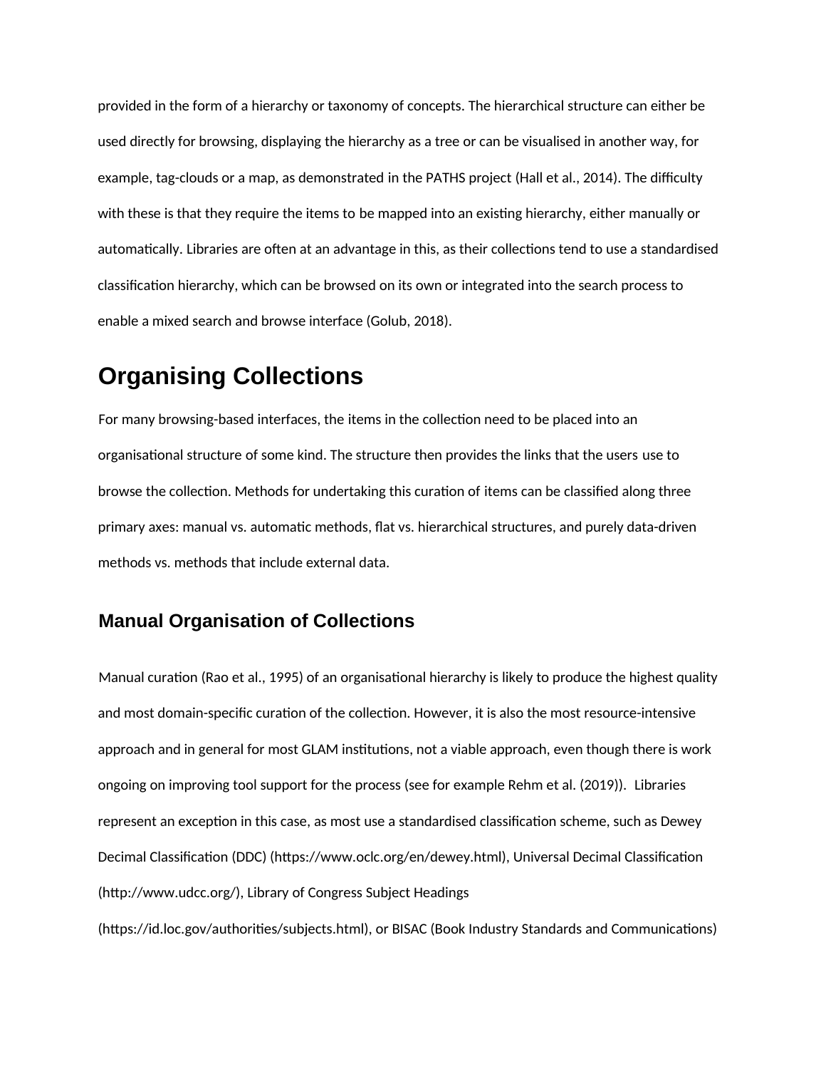provided in the form of a hierarchy or taxonomy of concepts. The hierarchical structure can either be used directly for browsing, displaying the hierarchy as a tree or can be visualised in another way, for example, tag-clouds or a map, as demonstrated in the PATHS project (Hall et al., 2014). The difficulty with these is that they require the items to be mapped into an existing hierarchy, either manually or automatically. Libraries are often at an advantage in this, as their collections tend to use a standardised classification hierarchy, which can be browsed on its own or integrated into the search process to enable a mixed search and browse interface (Golub, 2018).

# Organising Collections

For many browsing-based interfaces, the items in the collection need to be placed into an organisational structure of some kind. The structure then provides the links that the users use to browse the collection. Methods for undertaking this curation of items can be classified along three primary axes: manual vs. automatic methods, flat vs. hierarchical structures, and purely data-driven methods vs. methods that include external data.

## Manual Organisation of Collections

Manual curation (Rao et al., 1995) of an organisational hierarchy is likely to produce the highest quality and most domain-specific curation of the collection. However, it is also the most resource-intensive approach and in general for most GLAM institutions, not a viable approach, even though there is work ongoing on improving tool support for the process (see for example Rehm et al. (2019)). Libraries represent an exception in this case, as most use a standardised classification scheme, such as Dewey Decimal Classification (DDC) (https://www.oclc.org/en/dewey.html), Universal Decimal Classification (http://www.udcc.org/), Library of Congress Subject Headings (https://id.loc.gov/authorities/subjects.html), or BISAC (Book Industry Standards and Communications)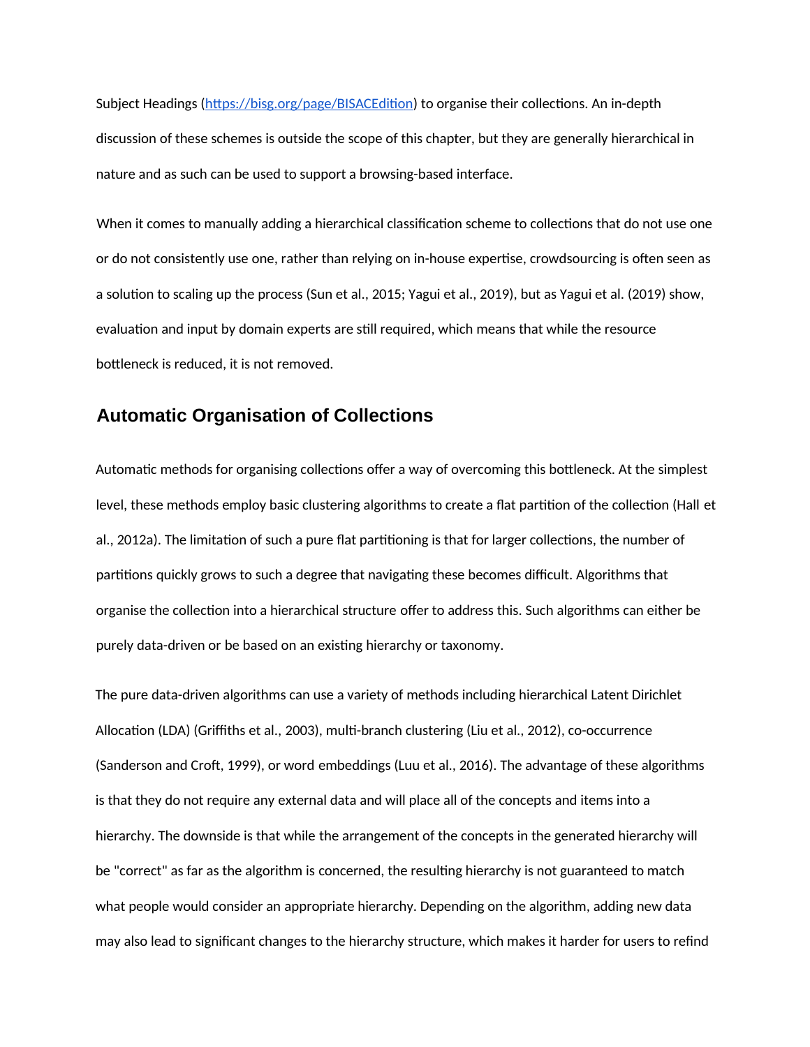Subject Headings (https://bisg.org/page/BISACEdition) to organise their collections. An in-depth discussion of these schemes is outside the scope of this chapter, but they are generally hierarchical in nature and as such can be used to support a browsing-based interface.

When it comes to manually adding a hierarchical classification scheme to collections that do not use one or do not consistently use one, rather than relying on in-house expertise, crowdsourcing is often seen as a solution to scaling up the process (Sun et al., 2015; Yagui et al., 2019), but as Yagui et al. (2019) show, evaluation and input by domain experts are still required, which means that while the resource bottleneck is reduced, it is not removed.

## Automatic Organisation of Collections

Automatic methods for organising collections offer a way of overcoming this bottleneck. At the simplest level, these methods employ basic clustering algorithms to create a flat partition of the collection (Hall et al., 2012a). The limitation of such a pure flat partitioning is that for larger collections, the number of partitions quickly grows to such a degree that navigating these becomes difficult. Algorithms that organise the collection into a hierarchical structure offer to address this. Such algorithms can either be purely data-driven or be based on an existing hierarchy or taxonomy.

The pure data-driven algorithms can use a variety of methods including hierarchical Latent Dirichlet Allocation (LDA) (Griffiths et al., 2003), multi-branch clustering (Liu et al., 2012), co-occurrence (Sanderson and Croft, 1999), or word embeddings (Luu et al., 2016). The advantage of these algorithms is that they do not require any external data and will place all of the concepts and items into a hierarchy. The downside is that while the arrangement of the concepts in the generated hierarchy will be "correct" as far as the algorithm is concerned, the resulting hierarchy is not guaranteed to match what people would consider an appropriate hierarchy. Depending on the algorithm, adding new data may also lead to significant changes to the hierarchy structure, which makes it harder for users to refind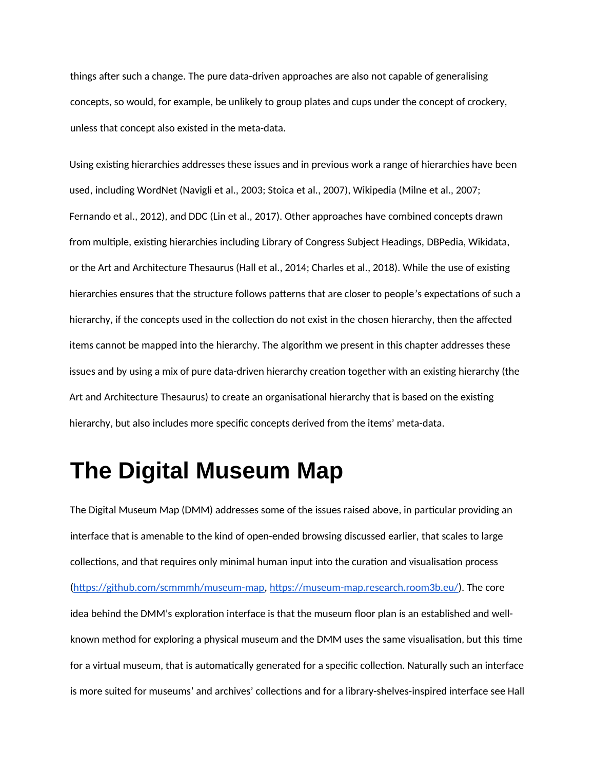things after such a change. The pure data-driven approaches are also not capable of generalising concepts, so would, for example, be unlikely to group plates and cups under the concept of crockery, unless that concept also existed in the meta-data.

Using existing hierarchies addresses these issues and in previous work a range of hierarchies have been used, including WordNet (Navigli et al., 2003; Stoica et al., 2007), Wikipedia (Milne et al., 2007; Fernando et al., 2012), and DDC (Lin et al., 2017). Other approaches have combined concepts drawn from multiple, existing hierarchies including Library of Congress Subject Headings, DBPedia, Wikidata, or the Art and Architecture Thesaurus (Hall et al., 2014; Charles et al., 2018). While the use of existing hierarchies ensures that the structure follows patterns that are closer to people's expectations of such a hierarchy, if the concepts used in the collection do not exist in the chosen hierarchy, then the affected items cannot be mapped into the hierarchy. The algorithm we present in this chapter addresses these issues and by using a mix of pure data-driven hierarchy creation together with an existing hierarchy (the Art and Architecture Thesaurus) to create an organisational hierarchy that is based on the existing hierarchy, but also includes more specific concepts derived from the items' meta-data.

# The Digital Museum Map

The Digital Museum Map (DMM) addresses some of the issues raised above, in particular providing an interface that is amenable to the kind of open-ended browsing discussed earlier, that scales to large collections, and that requires only minimal human input into the curation and visualisation process ([https://github.com/scmmmh/museum-map](https://github.com/scmmmh/museum-map), [https://museum-map.research.room3b.eu/](https://museum-map.research.room3b.eu/)). The core idea behind the DMM's exploration interface is that the museum floor plan is an established and well-known method for exploring a physical museum and the DMM uses the same visualisation, but this time for a virtual museum, that is automatically generated for a specific collection. Naturally such an interface is more suited for museums' and archives' collections and for a library-shelves-inspired interface see Hall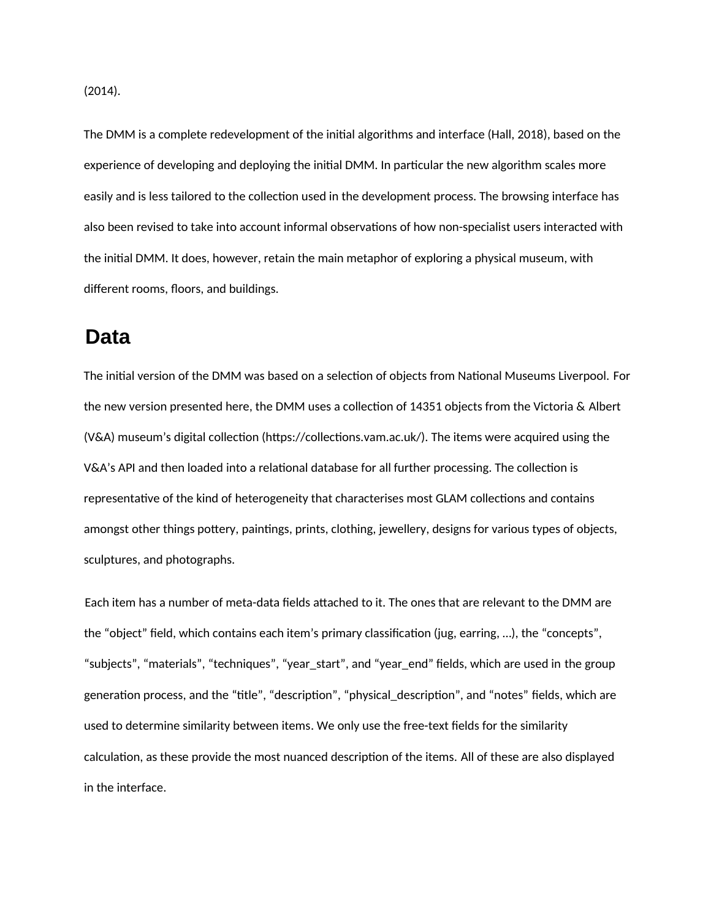(2014).

The DMM is a complete redevelopment of the initial algorithms and interface (Hall, 2018), based on the experience of developing and deploying the initial DMM. In particular the new algorithm scales more easily and is less tailored to the collection used in the development process. The browsing interface has also been revised to take into account informal observations of how non-specialist users interacted with the initial DMM. It does, however, retain the main metaphor of exploring a physical museum, with different rooms, floors, and buildings.

# Data

The initial version of the DMM was based on a selection of objects from National Museums Liverpool. For the new version presented here, the DMM uses a collection of 14351 objects from the Victoria & Albert (V&A) museum's digital collection (https://collections.vam.ac.uk/). The items were acquired using the V&A's API and then loaded into a relational database for all further processing. The collection is representative of the kind of heterogeneity that characterises most GLAM collections and contains amongst other things pottery, paintings, prints, clothing, jewellery, designs for various types of objects, sculptures, and photographs.

Each item has a number of meta-data fields attached to it. The ones that are relevant to the DMM are the "object" field, which contains each item's primary classification (jug, earring, ...), the "concepts", "subjects", "materials", "techniques", "year_start", and "year_end" fields, which are used in the group generation process, and the "title", "description", "physical_description", and "notes" fields, which are used to determine similarity between items. We only use the free-text fields for the similarity calculation, as these provide the most nuanced description of the items. All of these are also displayed in the interface.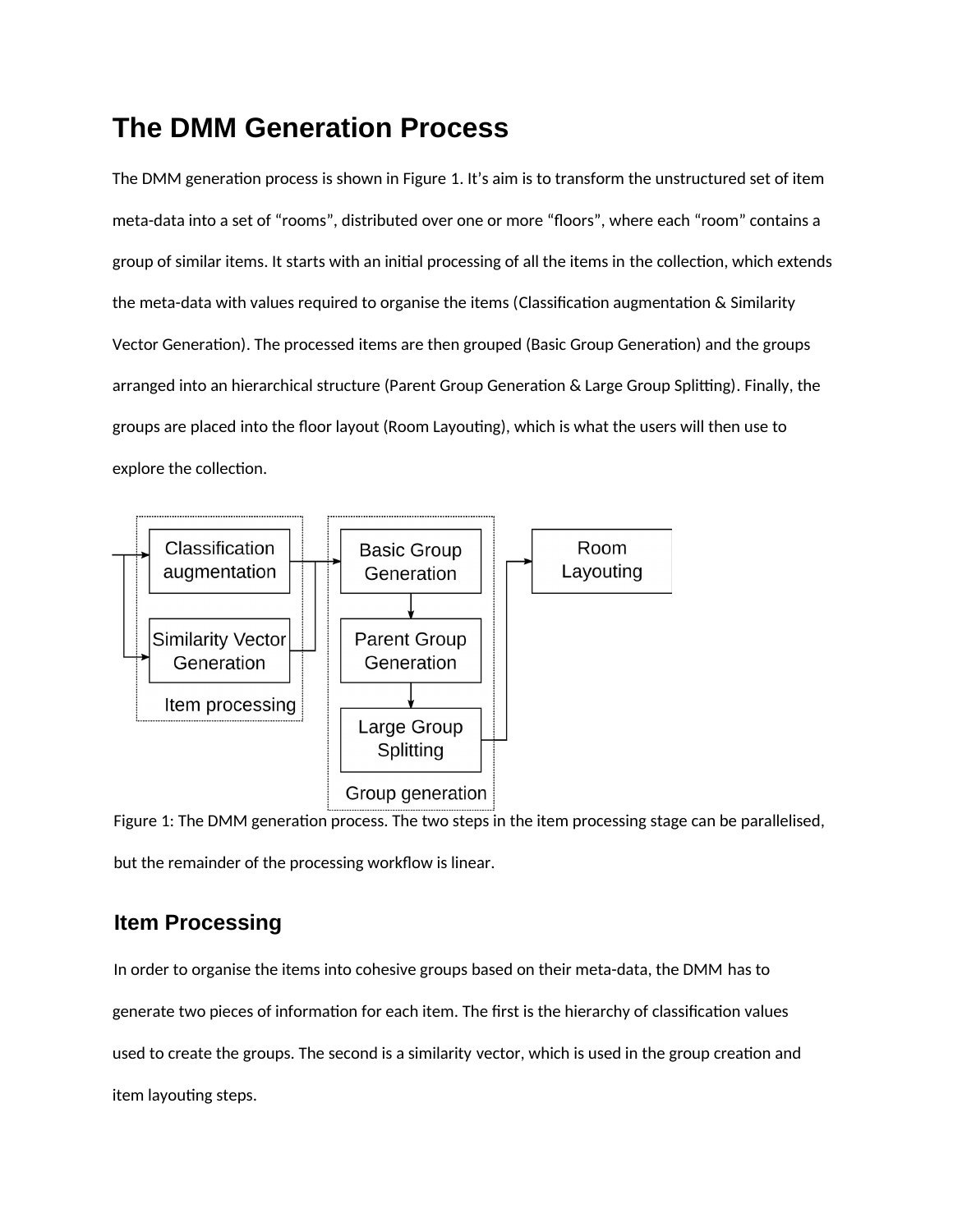# The DMM Generation Process

The DMM generation process is shown in Figure 1. It's aim is to transform the unstructured set of item meta-data into a set of "rooms", distributed over one or more "floors", where each "room" contains a group of similar items. It starts with an initial processing of all the items in the collection, which extends the meta-data with values required to organise the items (Classification augmentation & Similarity Vector Generation). The processed items are then grouped (Basic Group Generation) and the groups arranged into an hierarchical structure (Parent Group Generation & Large Group Splitting). Finally, the groups are placed into the floor layout (Room Layouting), which is what the users will then use to explore the collection.

Classification augmentation

Similarity Vector Generation

Item processing

Basic Group Generation

Parent Group Generation

Large Group Splitting

Group generation

Room Layouting

Figure 1: The DMM generation process. The two steps in the item processing stage can be parallelised, but the remainder of the processing workflow is linear.

## Item Processing

In order to organise the items into cohesive groups based on their meta-data, the DMM has to generate two pieces of information for each item. The first is the hierarchy of classification values used to create the groups. The second is a similarity vector, which is used in the group creation and item layouting steps.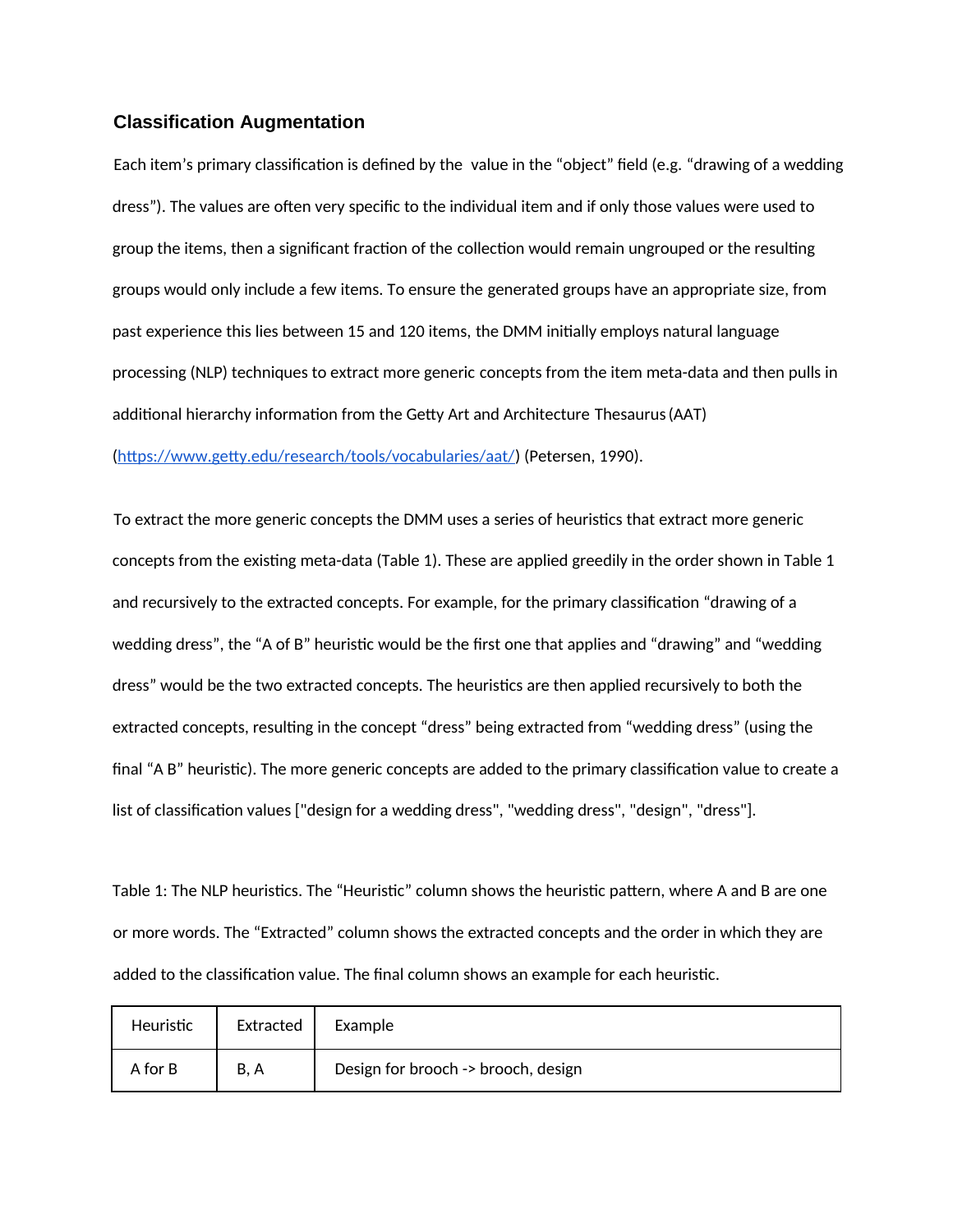### Classification Augmentation

Each item's primary classification is defined by the value in the "object" field (e.g. "drawing of a wedding dress"). The values are often very specific to the individual item and if only those values were used to group the items, then a significant fraction of the collection would remain ungrouped or the resulting groups would only include a few items. To ensure the generated groups have an appropriate size, from past experience this lies between 15 and 120 items, the DMM initially employs natural language processing (NLP) techniques to extract more generic concepts from the item meta-data and then pulls in additional hierarchy information from the Getty Art and Architecture Thesaurus (AAT) (https://www.getty.edu/research/tools/vocabularies/aat/) (Petersen, 1990).

To extract the more generic concepts the DMM uses a series of heuristics that extract more generic concepts from the existing meta-data (Table 1). These are applied greedily in the order shown in Table 1 and recursively to the extracted concepts. For example, for the primary classification "drawing of a wedding dress", the "A of B" heuristic would be the first one that applies and "drawing" and "wedding dress" would be the two extracted concepts. The heuristics are then applied recursively to both the extracted concepts, resulting in the concept "dress" being extracted from "wedding dress" (using the final "A B" heuristic). The more generic concepts are added to the primary classification value to create a list of classification values ["design for a wedding dress", "wedding dress", "design", "dress"].

Table 1: The NLP heuristics. The "Heuristic" column shows the heuristic pattern, where A and B are one or more words. The "Extracted" column shows the extracted concepts and the order in which they are added to the classification value. The final column shows an example for each heuristic.

| Heuristic | Extracted | Example |
|---|---|---|
| A for B | B, A | Design for brooch -> brooch, design |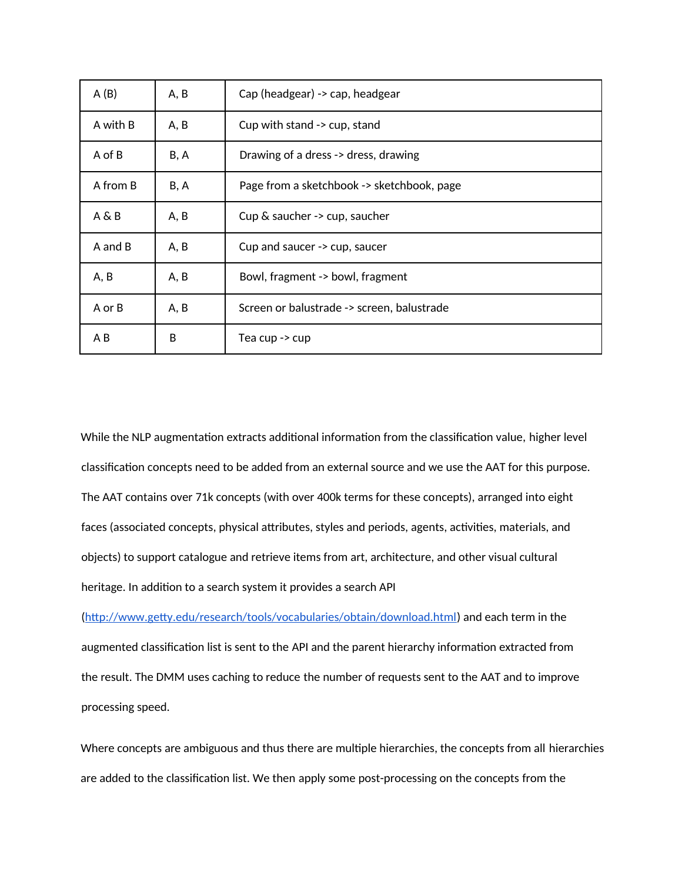| | | |
|---|---|---|
| A (B) | A, B | Cap (headgear) -> cap, headgear |
| A with B | A, B | Cup with stand -> cup, stand |
| A of B | B, A | Drawing of a dress -> dress, drawing |
| A from B | B, A | Page from a sketchbook -> sketchbook, page |
| A & B | A, B | Cup & saucher -> cup, saucher |
| A and B | A, B | Cup and saucer -> cup, saucer |
| A, B | A, B | Bowl, fragment -> bowl, fragment |
| A or B | A, B | Screen or balustrade -> screen, balustrade |
| A B | B | Tea cup -> cup |

While the NLP augmentation extracts additional information from the classification value, higher level classification concepts need to be added from an external source and we use the AAT for this purpose. The AAT contains over 71k concepts (with over 400k terms for these concepts), arranged into eight faces (associated concepts, physical attributes, styles and periods, agents, activities, materials, and objects) to support catalogue and retrieve items from art, architecture, and other visual cultural heritage. In addition to a search system it provides a search API (http://www.getty.edu/research/tools/vocabularies/obtain/download.html) and each term in the augmented classification list is sent to the API and the parent hierarchy information extracted from the result. The DMM uses caching to reduce the number of requests sent to the AAT and to improve processing speed.

Where concepts are ambiguous and thus there are multiple hierarchies, the concepts from all hierarchies are added to the classification list. We then apply some post-processing on the concepts from the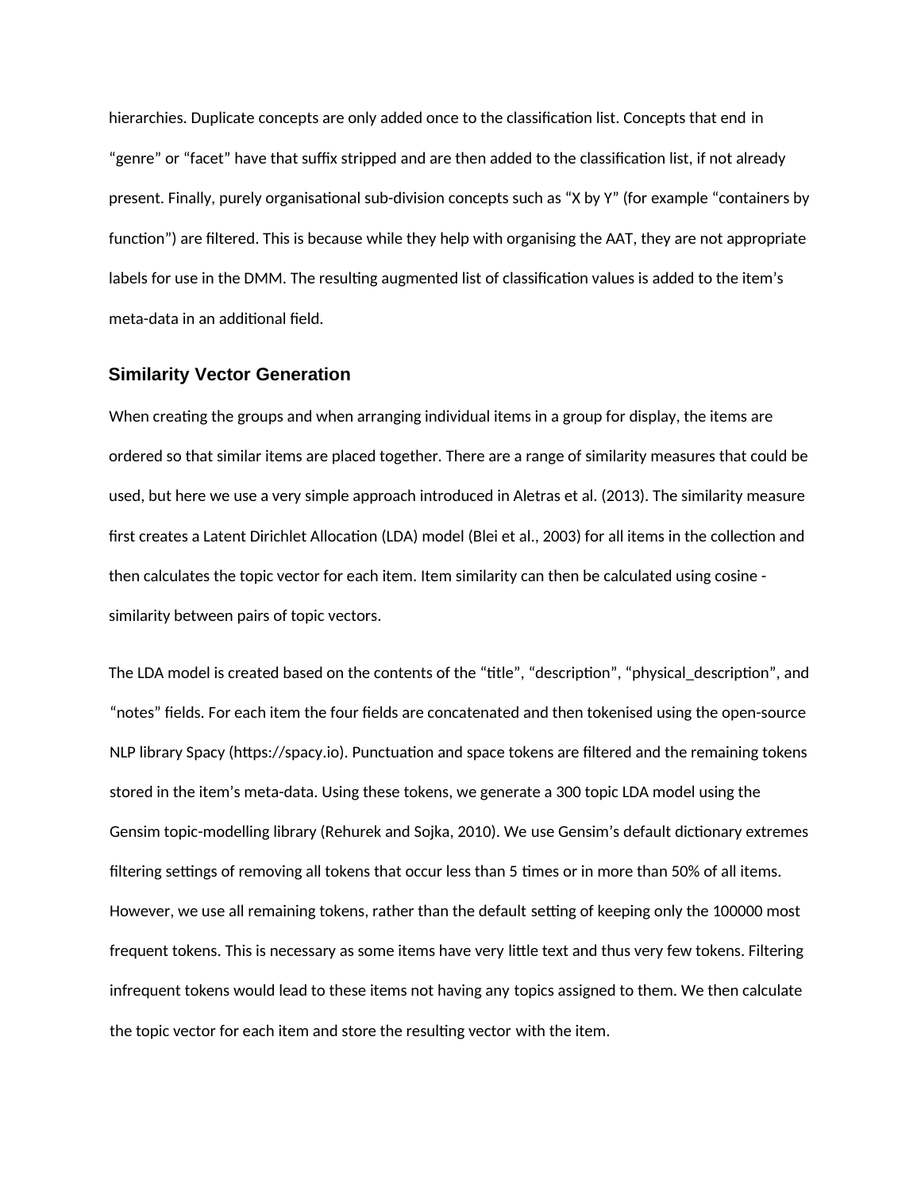hierarchies. Duplicate concepts are only added once to the classification list. Concepts that end in “genre” or “facet” have that suffix stripped and are then added to the classification list, if not already present. Finally, purely organisational sub-division concepts such as “X by Y” (for example “containers by function”) are filtered. This is because while they help with organising the AAT, they are not appropriate labels for use in the DMM. The resulting augmented list of classification values is added to the item’s meta-data in an additional field.

## Similarity Vector Generation

When creating the groups and when arranging individual items in a group for display, the items are ordered so that similar items are placed together. There are a range of similarity measures that could be used, but here we use a very simple approach introduced in Aletras et al. (2013). The similarity measure first creates a Latent Dirichlet Allocation (LDA) model (Blei et al., 2003) for all items in the collection and then calculates the topic vector for each item. Item similarity can then be calculated using cosine - similarity between pairs of topic vectors.

The LDA model is created based on the contents of the “title”, “description”, “physical_description”, and “notes” fields. For each item the four fields are concatenated and then tokenised using the open-source NLP library Spacy (https://spacy.io). Punctuation and space tokens are filtered and the remaining tokens stored in the item’s meta-data. Using these tokens, we generate a 300 topic LDA model using the Gensim topic-modelling library (Rehurek and Sojka, 2010). We use Gensim’s default dictionary extremes filtering settings of removing all tokens that occur less than 5 times or in more than 50% of all items. However, we use all remaining tokens, rather than the default setting of keeping only the 100000 most frequent tokens. This is necessary as some items have very little text and thus very few tokens. Filtering infrequent tokens would lead to these items not having any topics assigned to them. We then calculate the topic vector for each item and store the resulting vector with the item.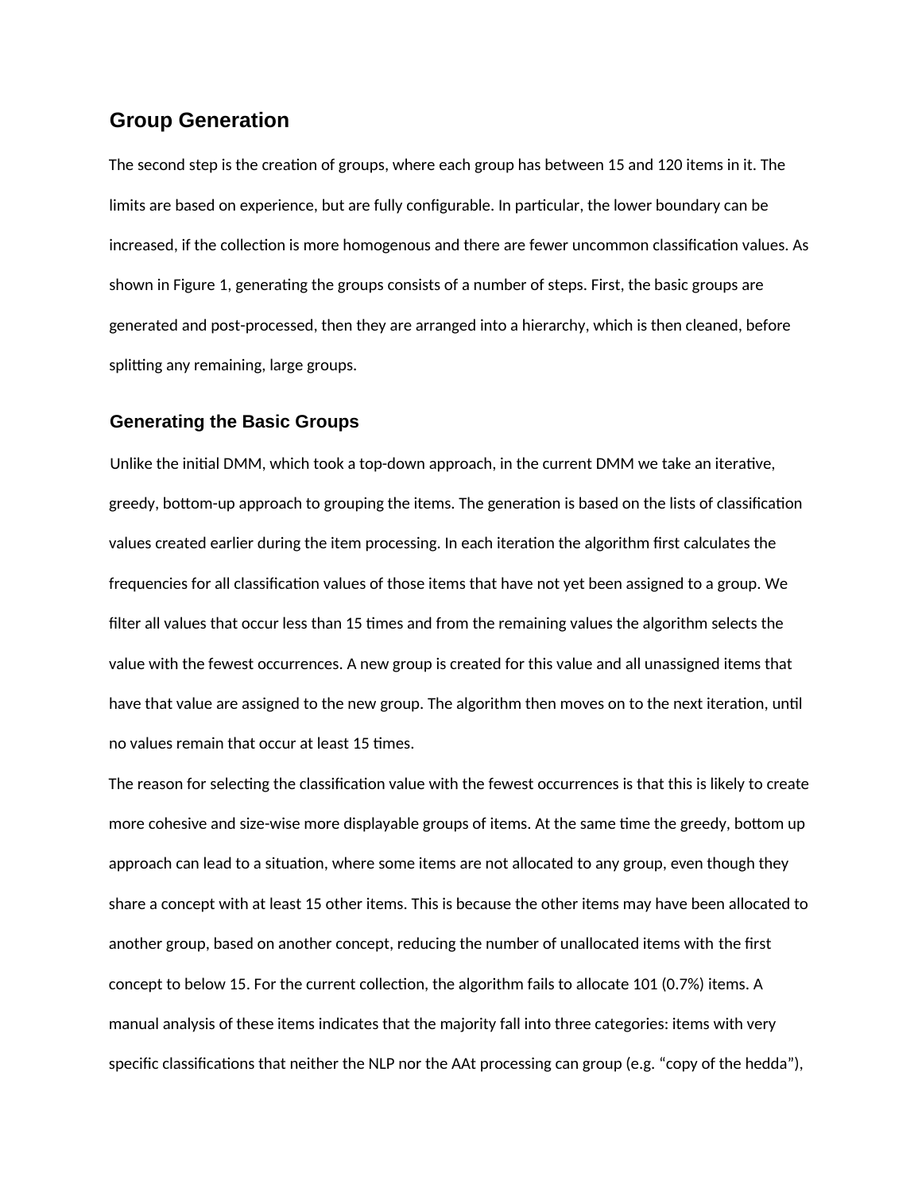## Group Generation

The second step is the creation of groups, where each group has between 15 and 120 items in it. The limits are based on experience, but are fully configurable. In particular, the lower boundary can be increased, if the collection is more homogenous and there are fewer uncommon classification values. As shown in Figure 1, generating the groups consists of a number of steps. First, the basic groups are generated and post-processed, then they are arranged into a hierarchy, which is then cleaned, before splitting any remaining, large groups.

### Generating the Basic Groups

Unlike the initial DMM, which took a top-down approach, in the current DMM we take an iterative, greedy, bottom-up approach to grouping the items. The generation is based on the lists of classification values created earlier during the item processing. In each iteration the algorithm first calculates the frequencies for all classification values of those items that have not yet been assigned to a group. We filter all values that occur less than 15 times and from the remaining values the algorithm selects the value with the fewest occurrences. A new group is created for this value and all unassigned items that have that value are assigned to the new group. The algorithm then moves on to the next iteration, until no values remain that occur at least 15 times.

The reason for selecting the classification value with the fewest occurrences is that this is likely to create more cohesive and size-wise more displayable groups of items. At the same time the greedy, bottom up approach can lead to a situation, where some items are not allocated to any group, even though they share a concept with at least 15 other items. This is because the other items may have been allocated to another group, based on another concept, reducing the number of unallocated items with the first concept to below 15. For the current collection, the algorithm fails to allocate 101 (0.7%) items. A manual analysis of these items indicates that the majority fall into three categories: items with very specific classifications that neither the NLP nor the AAt processing can group (e.g. "copy of the hedda"),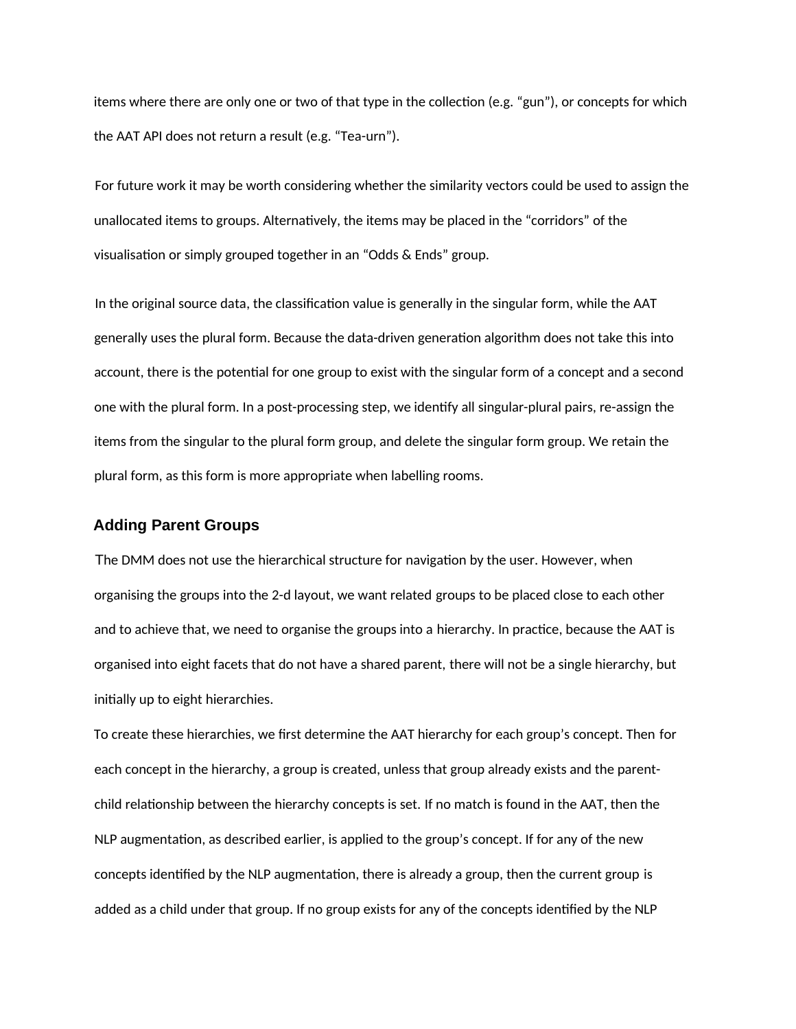items where there are only one or two of that type in the collection (e.g. “gun”), or concepts for which the AAT API does not return a result (e.g. “Tea-urn”).

For future work it may be worth considering whether the similarity vectors could be used to assign the unallocated items to groups. Alternatively, the items may be placed in the “corridors” of the visualisation or simply grouped together in an “Odds & Ends” group.

In the original source data, the classification value is generally in the singular form, while the AAT generally uses the plural form. Because the data-driven generation algorithm does not take this into account, there is the potential for one group to exist with the singular form of a concept and a second one with the plural form. In a post-processing step, we identify all singular-plural pairs, re-assign the items from the singular to the plural form group, and delete the singular form group. We retain the plural form, as this form is more appropriate when labelling rooms.

## Adding Parent Groups

The DMM does not use the hierarchical structure for navigation by the user. However, when organising the groups into the 2-d layout, we want related groups to be placed close to each other and to achieve that, we need to organise the groups into a hierarchy. In practice, because the AAT is organised into eight facets that do not have a shared parent, there will not be a single hierarchy, but initially up to eight hierarchies.

To create these hierarchies, we first determine the AAT hierarchy for each group’s concept. Then for each concept in the hierarchy, a group is created, unless that group already exists and the parent-child relationship between the hierarchy concepts is set. If no match is found in the AAT, then the NLP augmentation, as described earlier, is applied to the group’s concept. If for any of the new concepts identified by the NLP augmentation, there is already a group, then the current group is added as a child under that group. If no group exists for any of the concepts identified by the NLP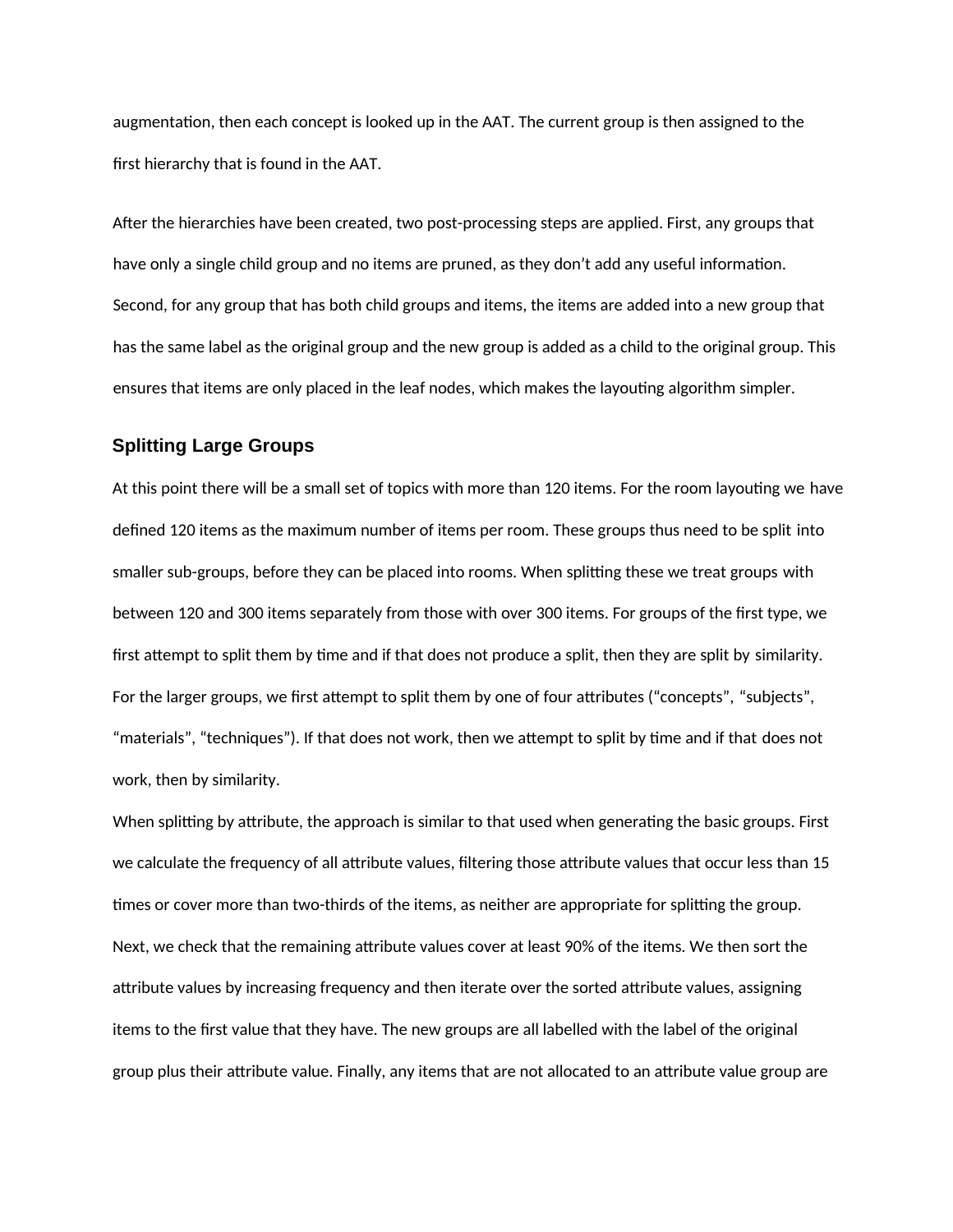augmentation, then each concept is looked up in the AAT. The current group is then assigned to the first hierarchy that is found in the AAT.

After the hierarchies have been created, two post-processing steps are applied. First, any groups that have only a single child group and no items are pruned, as they don't add any useful information. Second, for any group that has both child groups and items, the items are added into a new group that has the same label as the original group and the new group is added as a child to the original group. This ensures that items are only placed in the leaf nodes, which makes the layouting algorithm simpler.

## Splitting Large Groups

At this point there will be a small set of topics with more than 120 items. For the room layouting we have defined 120 items as the maximum number of items per room. These groups thus need to be split into smaller sub-groups, before they can be placed into rooms. When splitting these we treat groups with between 120 and 300 items separately from those with over 300 items. For groups of the first type, we first attempt to split them by time and if that does not produce a split, then they are split by similarity. For the larger groups, we first attempt to split them by one of four attributes ("concepts", "subjects", "materials", "techniques"). If that does not work, then we attempt to split by time and if that does not work, then by similarity.

When splitting by attribute, the approach is similar to that used when generating the basic groups. First we calculate the frequency of all attribute values, filtering those attribute values that occur less than 15 times or cover more than two-thirds of the items, as neither are appropriate for splitting the group. Next, we check that the remaining attribute values cover at least 90% of the items. We then sort the attribute values by increasing frequency and then iterate over the sorted attribute values, assigning items to the first value that they have. The new groups are all labelled with the label of the original group plus their attribute value. Finally, any items that are not allocated to an attribute value group are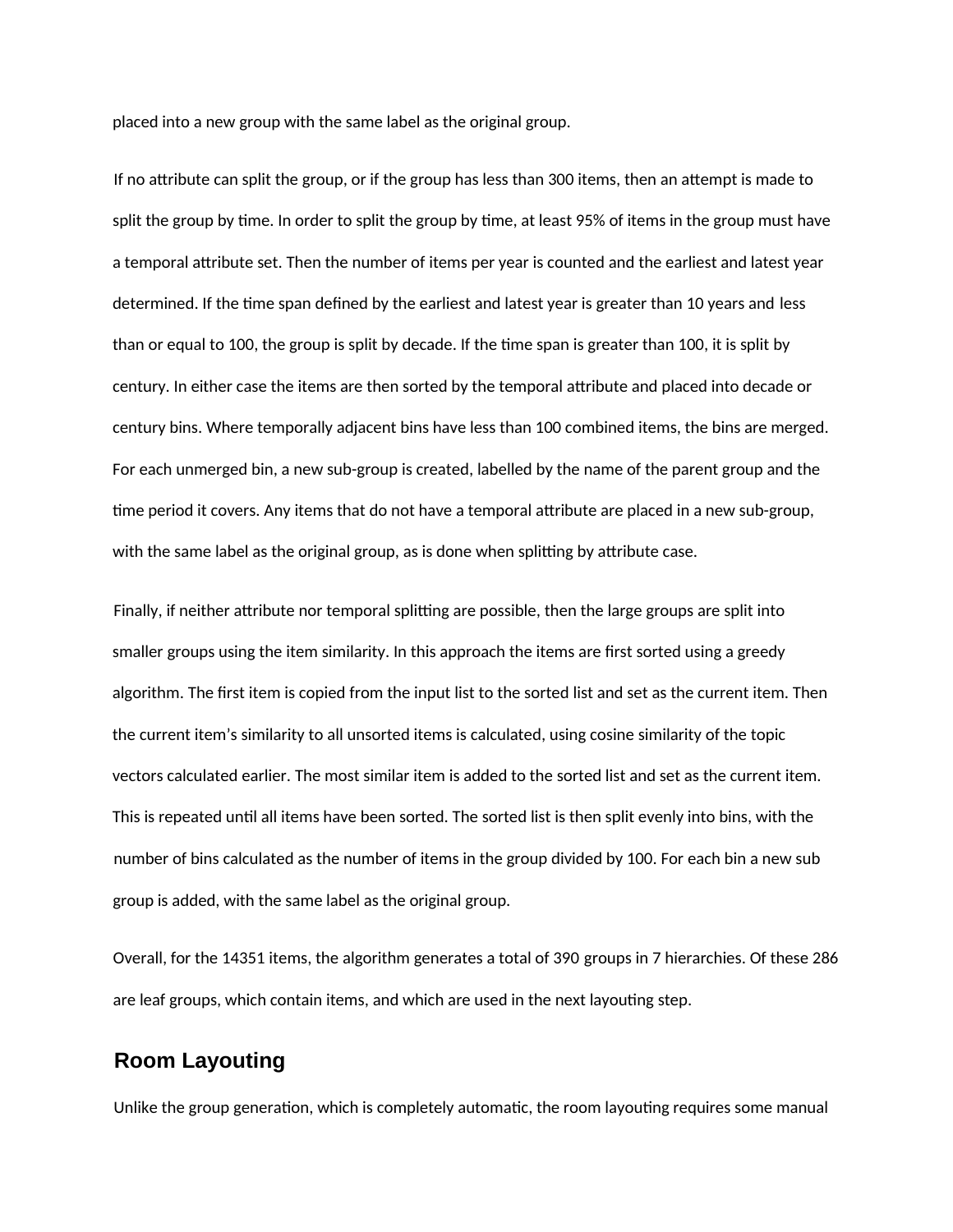placed into a new group with the same label as the original group.

If no attribute can split the group, or if the group has less than 300 items, then an attempt is made to split the group by time. In order to split the group by time, at least 95% of items in the group must have a temporal attribute set. Then the number of items per year is counted and the earliest and latest year determined. If the time span defined by the earliest and latest year is greater than 10 years and less than or equal to 100, the group is split by decade. If the time span is greater than 100, it is split by century. In either case the items are then sorted by the temporal attribute and placed into decade or century bins. Where temporally adjacent bins have less than 100 combined items, the bins are merged. For each unmerged bin, a new sub-group is created, labelled by the name of the parent group and the time period it covers. Any items that do not have a temporal attribute are placed in a new sub-group, with the same label as the original group, as is done when splitting by attribute case.

Finally, if neither attribute nor temporal splitting are possible, then the large groups are split into smaller groups using the item similarity. In this approach the items are first sorted using a greedy algorithm. The first item is copied from the input list to the sorted list and set as the current item. Then the current item's similarity to all unsorted items is calculated, using cosine similarity of the topic vectors calculated earlier. The most similar item is added to the sorted list and set as the current item. This is repeated until all items have been sorted. The sorted list is then split evenly into bins, with the number of bins calculated as the number of items in the group divided by 100. For each bin a new sub group is added, with the same label as the original group.

Overall, for the 14351 items, the algorithm generates a total of 390 groups in 7 hierarchies. Of these 286 are leaf groups, which contain items, and which are used in the next layouting step.

## Room Layouting

Unlike the group generation, which is completely automatic, the room layouting requires some manual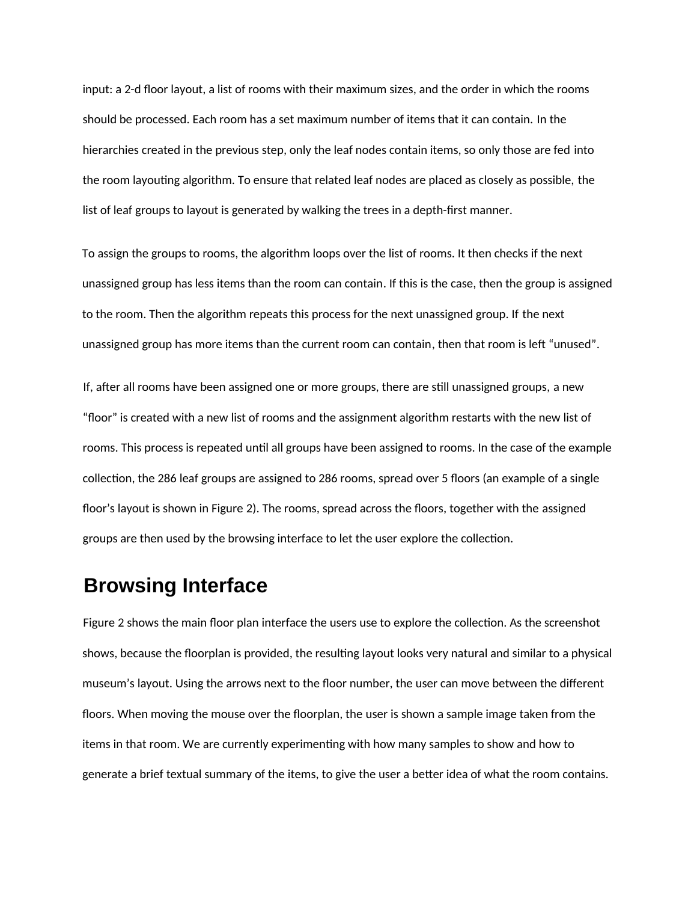input: a 2-d floor layout, a list of rooms with their maximum sizes, and the order in which the rooms should be processed. Each room has a set maximum number of items that it can contain. In the hierarchies created in the previous step, only the leaf nodes contain items, so only those are fed into the room layouting algorithm. To ensure that related leaf nodes are placed as closely as possible, the list of leaf groups to layout is generated by walking the trees in a depth-first manner.

To assign the groups to rooms, the algorithm loops over the list of rooms. It then checks if the next unassigned group has less items than the room can contain. If this is the case, then the group is assigned to the room. Then the algorithm repeats this process for the next unassigned group. If the next unassigned group has more items than the current room can contain, then that room is left "unused".

If, after all rooms have been assigned one or more groups, there are still unassigned groups, a new "floor" is created with a new list of rooms and the assignment algorithm restarts with the new list of rooms. This process is repeated until all groups have been assigned to rooms. In the case of the example collection, the 286 leaf groups are assigned to 286 rooms, spread over 5 floors (an example of a single floor's layout is shown in Figure 2). The rooms, spread across the floors, together with the assigned groups are then used by the browsing interface to let the user explore the collection.

## Browsing Interface

Figure 2 shows the main floor plan interface the users use to explore the collection. As the screenshot shows, because the floorplan is provided, the resulting layout looks very natural and similar to a physical museum's layout. Using the arrows next to the floor number, the user can move between the different floors. When moving the mouse over the floorplan, the user is shown a sample image taken from the items in that room. We are currently experimenting with how many samples to show and how to generate a brief textual summary of the items, to give the user a better idea of what the room contains.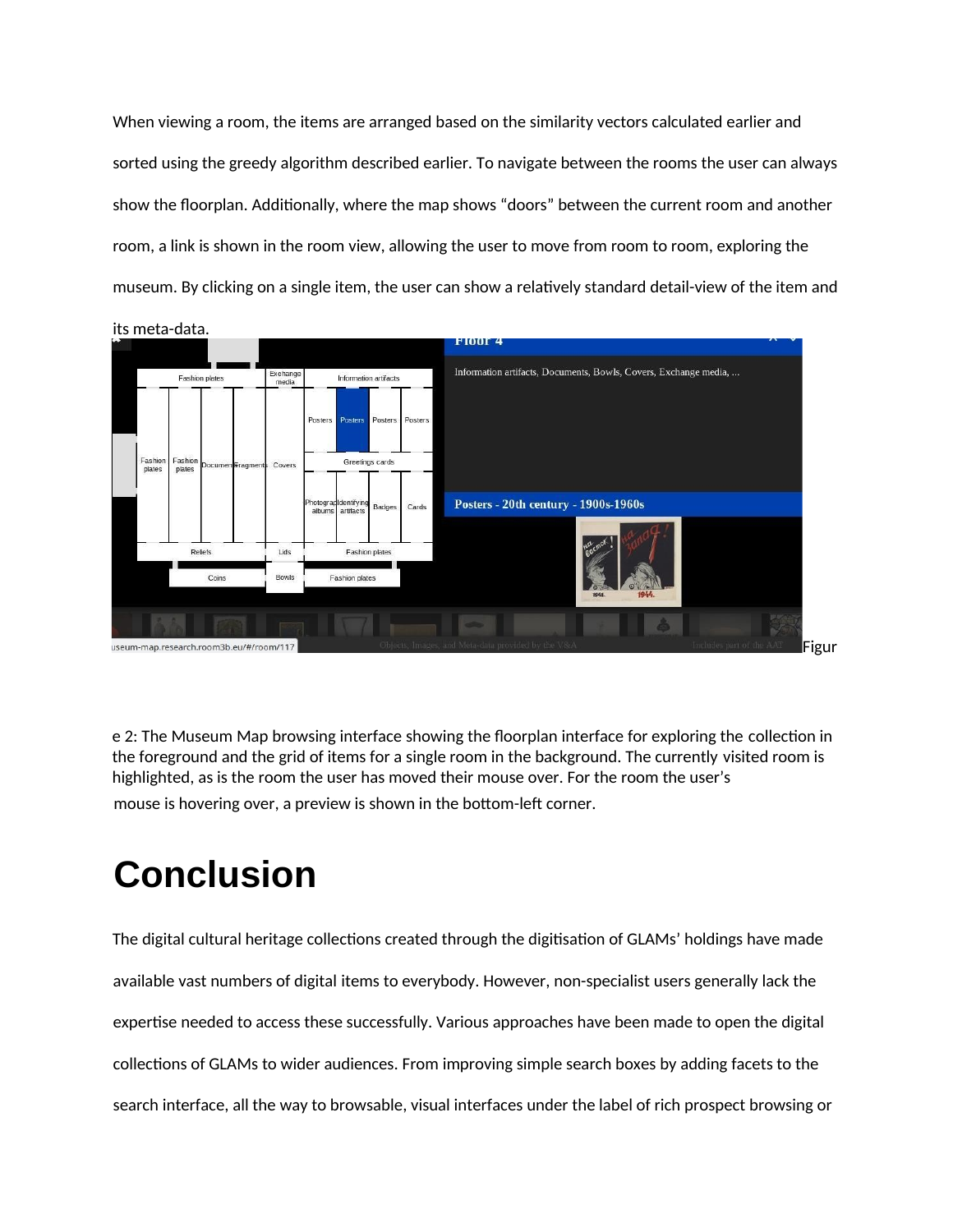When viewing a room, the items are arranged based on the similarity vectors calculated earlier and sorted using the greedy algorithm described earlier. To navigate between the rooms the user can always show the floorplan. Additionally, where the map shows “doors” between the current room and another room, a link is shown in the room view, allowing the user to move from room to room, exploring the museum. By clicking on a single item, the user can show a relatively standard detail-view of the item and its meta-data.

Figure 2: The Museum Map browsing interface showing the floorplan interface for exploring the collection in the foreground and the grid of items for a single room in the background. The currently visited room is highlighted, as is the room the user has moved their mouse over. For the room the user’s mouse is hovering over, a preview is shown in the bottom-left corner.

# Conclusion

The digital cultural heritage collections created through the digitisation of GLAMs’ holdings have made available vast numbers of digital items to everybody. However, non-specialist users generally lack the expertise needed to access these successfully. Various approaches have been made to open the digital collections of GLAMs to wider audiences. From improving simple search boxes by adding facets to the search interface, all the way to browsable, visual interfaces under the label of rich prospect browsing or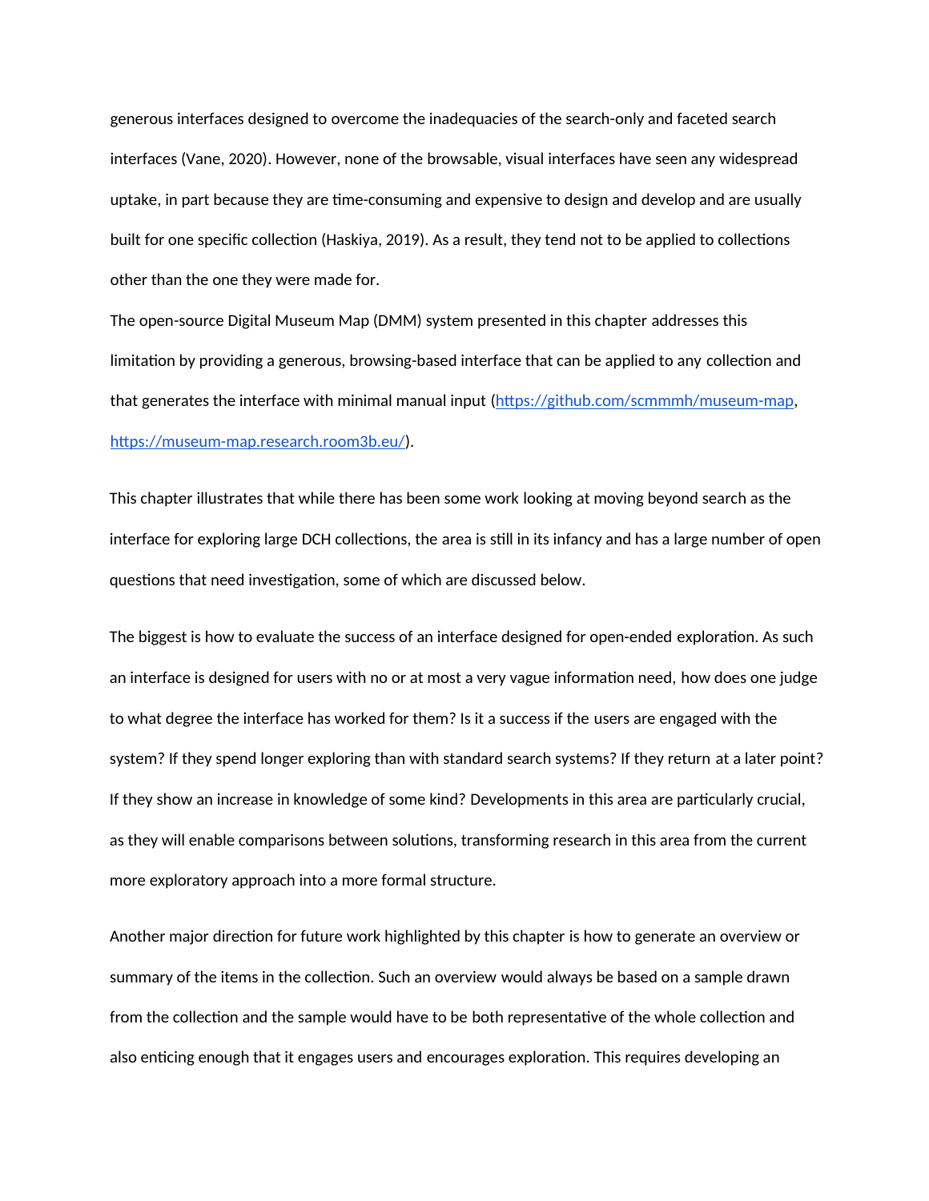generous interfaces designed to overcome the inadequacies of the search-only and faceted search interfaces (Vane, 2020). However, none of the browsable, visual interfaces have seen any widespread uptake, in part because they are time-consuming and expensive to design and develop and are usually built for one specific collection (Haskiya, 2019). As a result, they tend not to be applied to collections other than the one they were made for.

The open-source Digital Museum Map (DMM) system presented in this chapter addresses this limitation by providing a generous, browsing-based interface that can be applied to any collection and that generates the interface with minimal manual input (https://github.com/scmmmh/museum-map, https://museum-map.research.room3b.eu/).

This chapter illustrates that while there has been some work looking at moving beyond search as the interface for exploring large DCH collections, the area is still in its infancy and has a large number of open questions that need investigation, some of which are discussed below.

The biggest is how to evaluate the success of an interface designed for open-ended exploration. As such an interface is designed for users with no or at most a very vague information need, how does one judge to what degree the interface has worked for them? Is it a success if the users are engaged with the system? If they spend longer exploring than with standard search systems? If they return at a later point? If they show an increase in knowledge of some kind? Developments in this area are particularly crucial, as they will enable comparisons between solutions, transforming research in this area from the current more exploratory approach into a more formal structure.

Another major direction for future work highlighted by this chapter is how to generate an overview or summary of the items in the collection. Such an overview would always be based on a sample drawn from the collection and the sample would have to be both representative of the whole collection and also enticing enough that it engages users and encourages exploration. This requires developing an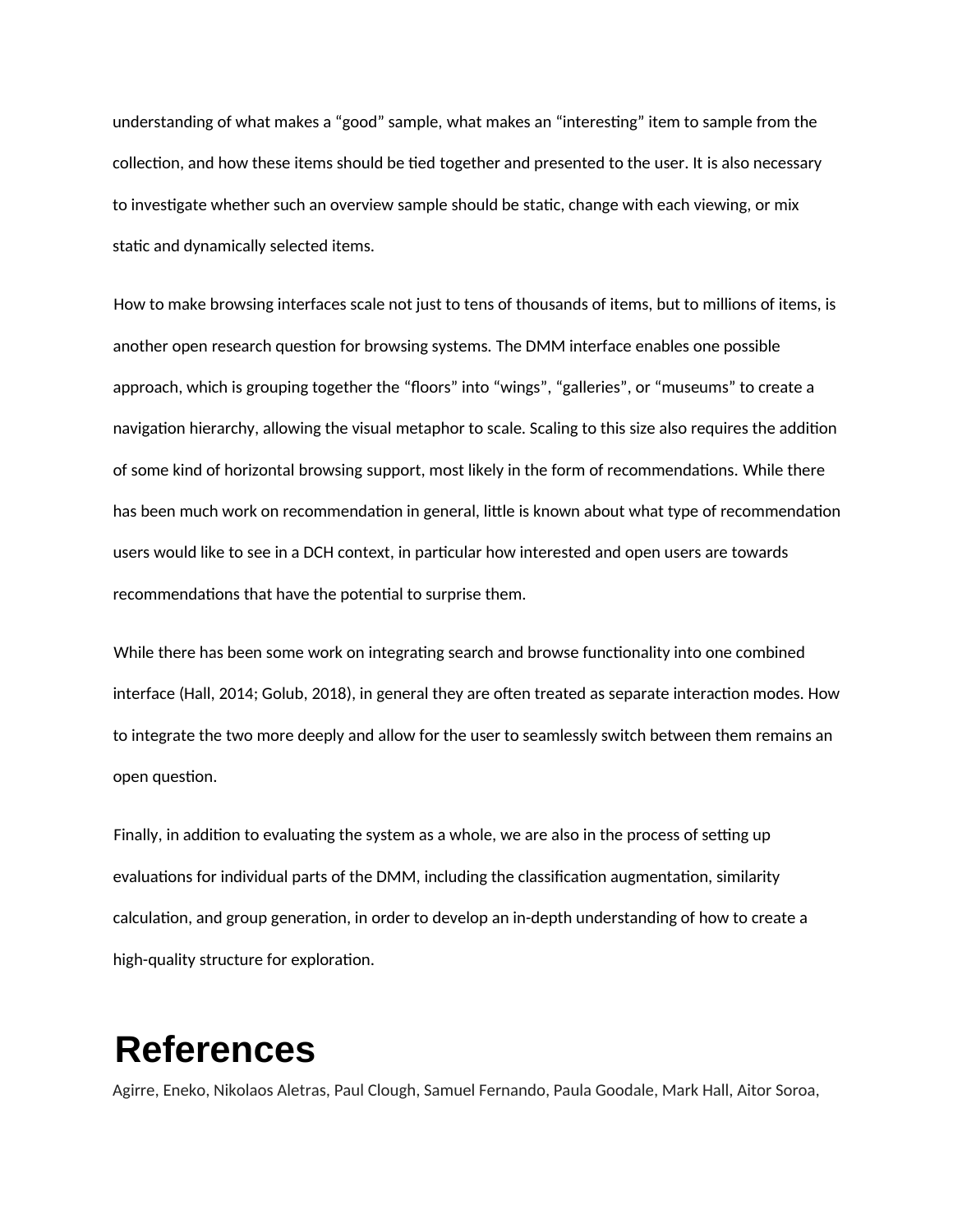understanding of what makes a “good” sample, what makes an “interesting” item to sample from the collection, and how these items should be tied together and presented to the user. It is also necessary to investigate whether such an overview sample should be static, change with each viewing, or mix static and dynamically selected items.

How to make browsing interfaces scale not just to tens of thousands of items, but to millions of items, is another open research question for browsing systems. The DMM interface enables one possible approach, which is grouping together the “floors” into “wings”, “galleries”, or “museums” to create a navigation hierarchy, allowing the visual metaphor to scale. Scaling to this size also requires the addition of some kind of horizontal browsing support, most likely in the form of recommendations. While there has been much work on recommendation in general, little is known about what type of recommendation users would like to see in a DCH context, in particular how interested and open users are towards recommendations that have the potential to surprise them.

While there has been some work on integrating search and browse functionality into one combined interface (Hall, 2014; Golub, 2018), in general they are often treated as separate interaction modes. How to integrate the two more deeply and allow for the user to seamlessly switch between them remains an open question.

Finally, in addition to evaluating the system as a whole, we are also in the process of setting up evaluations for individual parts of the DMM, including the classification augmentation, similarity calculation, and group generation, in order to develop an in-depth understanding of how to create a high-quality structure for exploration.

# References

Agirre, Eneko, Nikolaos Aletras, Paul Clough, Samuel Fernando, Paula Goodale, Mark Hall, Aitor Soroa,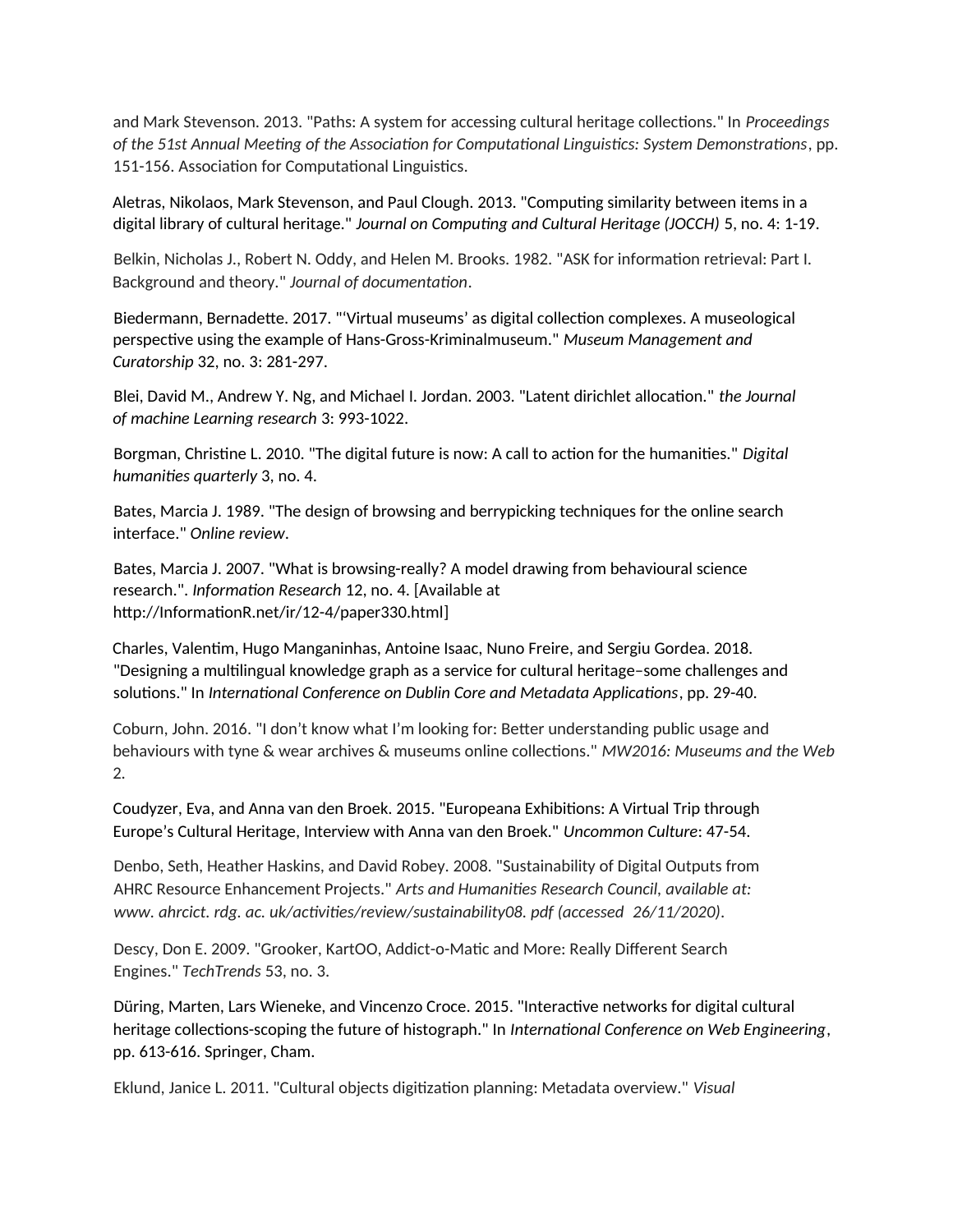and Mark Stevenson. 2013. "Paths: A system for accessing cultural heritage collections." In *Proceedings of the 51st Annual Meeting of the Association for Computational Linguistics: System Demonstrations*, pp. 151-156. Association for Computational Linguistics.

Aletras, Nikolaos, Mark Stevenson, and Paul Clough. 2013. "Computing similarity between items in a digital library of cultural heritage." *Journal on Computing and Cultural Heritage (JOCCH)* 5, no. 4: 1-19.

Belkin, Nicholas J., Robert N. Oddy, and Helen M. Brooks. 1982. "ASK for information retrieval: Part I. Background and theory." *Journal of documentation*.

Biedermann, Bernadette. 2017. "'Virtual museums' as digital collection complexes. A museological perspective using the example of Hans-Gross-Kriminalmuseum." *Museum Management and Curatorship* 32, no. 3: 281-297.

Blei, David M., Andrew Y. Ng, and Michael I. Jordan. 2003. "Latent dirichlet allocation." *the Journal of machine Learning research* 3: 993-1022.

Borgman, Christine L. 2010. "The digital future is now: A call to action for the humanities." *Digital humanities quarterly* 3, no. 4.

Bates, Marcia J. 1989. "The design of browsing and berrypicking techniques for the online search interface." *Online review*.

Bates, Marcia J. 2007. "What is browsing-really? A model drawing from behavioural science research.". *Information Research* 12, no. 4. [Available at http://InformationR.net/ir/12-4/paper330.html]

Charles, Valentim, Hugo Manganinhas, Antoine Isaac, Nuno Freire, and Sergiu Gordea. 2018. "Designing a multilingual knowledge graph as a service for cultural heritage–some challenges and solutions." In *International Conference on Dublin Core and Metadata Applications*, pp. 29-40.

Coburn, John. 2016. "I don't know what I'm looking for: Better understanding public usage and behaviours with tyne & wear archives & museums online collections." *MW2016: Museums and the Web* 2.

Coudyzer, Eva, and Anna van den Broek. 2015. "Europeana Exhibitions: A Virtual Trip through Europe's Cultural Heritage, Interview with Anna van den Broek." *Uncommon Culture*: 47-54.

Denbo, Seth, Heather Haskins, and David Robey. 2008. "Sustainability of Digital Outputs from AHRC Resource Enhancement Projects." *Arts and Humanities Research Council, available at: www. ahrcict. rdg. ac. uk/activities/review/sustainability08. pdf (accessed 26/11/2020)*.

Descy, Don E. 2009. "Grooker, KartOO, Addict-o-Matic and More: Really Different Search Engines." *TechTrends* 53, no. 3.

Düring, Marten, Lars Wieneke, and Vincenzo Croce. 2015. "Interactive networks for digital cultural heritage collections-scoping the future of histograph." In *International Conference on Web Engineering*, pp. 613-616. Springer, Cham.

Eklund, Janice L. 2011. "Cultural objects digitization planning: Metadata overview." *Visual*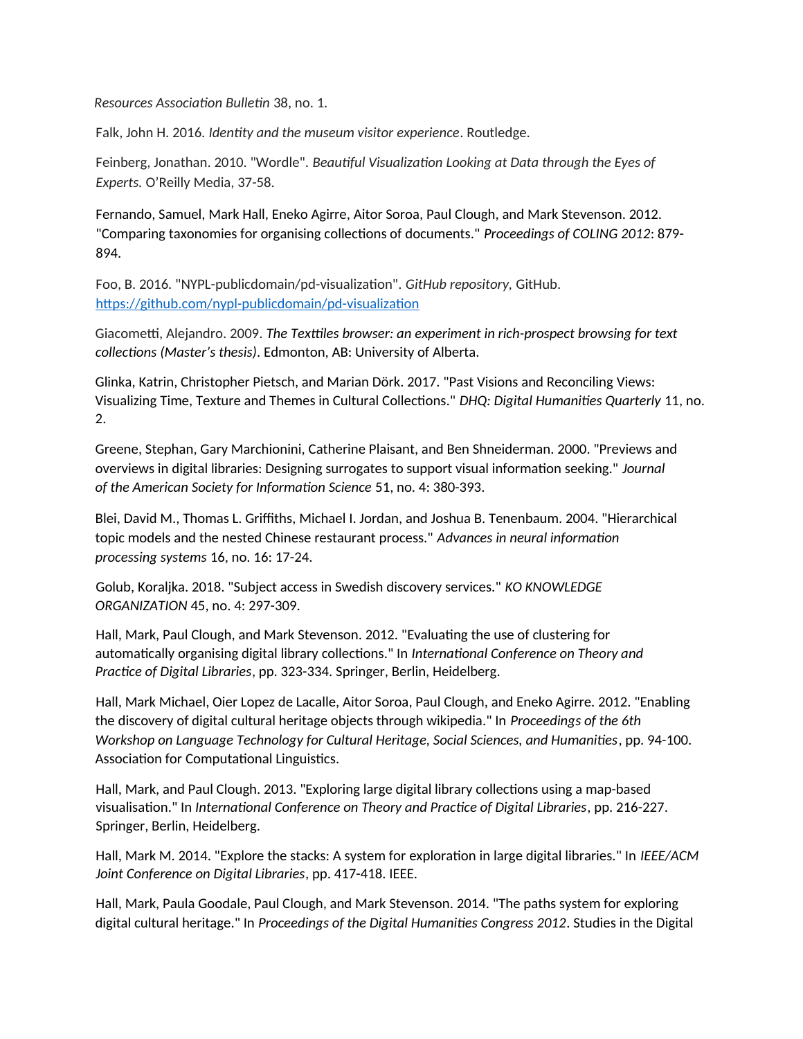*Resources Association Bulletin* 38, no. 1.

Falk, John H. 2016. *Identity and the museum visitor experience*. Routledge.

Feinberg, Jonathan. 2010. "Wordle". *Beautiful Visualization Looking at Data through the Eyes of Experts.* O'Reilly Media, 37-58.

Fernando, Samuel, Mark Hall, Eneko Agirre, Aitor Soroa, Paul Clough, and Mark Stevenson. 2012. "Comparing taxonomies for organising collections of documents." *Proceedings of COLING 2012*: 879-894.

Foo, B. 2016. "NYPL-publicdomain/pd-visualization". *GitHub repository*, GitHub. https://github.com/nypl-publicdomain/pd-visualization

Giacometti, Alejandro. 2009. *The Texttiles browser: an experiment in rich-prospect browsing for text collections (Master's thesis)*. Edmonton, AB: University of Alberta.

Glinka, Katrin, Christopher Pietsch, and Marian Dörk. 2017. "Past Visions and Reconciling Views: Visualizing Time, Texture and Themes in Cultural Collections." *DHQ: Digital Humanities Quarterly* 11, no. 2.

Greene, Stephan, Gary Marchionini, Catherine Plaisant, and Ben Shneiderman. 2000. "Previews and overviews in digital libraries: Designing surrogates to support visual information seeking." *Journal of the American Society for Information Science* 51, no. 4: 380-393.

Blei, David M., Thomas L. Griffiths, Michael I. Jordan, and Joshua B. Tenenbaum. 2004. "Hierarchical topic models and the nested Chinese restaurant process." *Advances in neural information processing systems* 16, no. 16: 17-24.

Golub, Koraljka. 2018. "Subject access in Swedish discovery services." *KO KNOWLEDGE ORGANIZATION* 45, no. 4: 297-309.

Hall, Mark, Paul Clough, and Mark Stevenson. 2012. "Evaluating the use of clustering for automatically organising digital library collections." In *International Conference on Theory and Practice of Digital Libraries*, pp. 323-334. Springer, Berlin, Heidelberg.

Hall, Mark Michael, Oier Lopez de Lacalle, Aitor Soroa, Paul Clough, and Eneko Agirre. 2012. "Enabling the discovery of digital cultural heritage objects through wikipedia." In *Proceedings of the 6th Workshop on Language Technology for Cultural Heritage, Social Sciences, and Humanities*, pp. 94-100. Association for Computational Linguistics.

Hall, Mark, and Paul Clough. 2013. "Exploring large digital library collections using a map-based visualisation." In *International Conference on Theory and Practice of Digital Libraries*, pp. 216-227. Springer, Berlin, Heidelberg.

Hall, Mark M. 2014. "Explore the stacks: A system for exploration in large digital libraries." In *IEEE/ACM Joint Conference on Digital Libraries*, pp. 417-418. IEEE.

Hall, Mark, Paula Goodale, Paul Clough, and Mark Stevenson. 2014. "The paths system for exploring digital cultural heritage." In *Proceedings of the Digital Humanities Congress 2012*. Studies in the Digital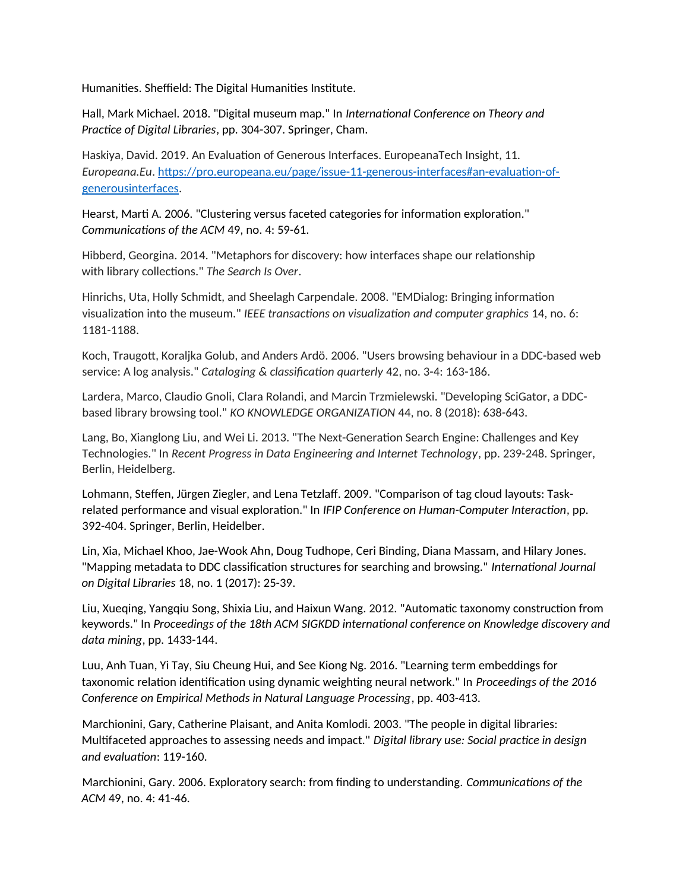Humanities. Sheffield: The Digital Humanities Institute.

Hall, Mark Michael. 2018. "Digital museum map." In *International Conference on Theory and Practice of Digital Libraries*, pp. 304-307. Springer, Cham.

Haskiya, David. 2019. An Evaluation of Generous Interfaces. EuropeanaTech Insight, 11. *Europeana.Eu*. [https://pro.europeana.eu/page/issue-11-generous-interfaces#an-evaluation-of-generousinterfaces](https://pro.europeana.eu/page/issue-11-generous-interfaces#an-evaluation-of-generousinterfaces).

Hearst, Marti A. 2006. "Clustering versus faceted categories for information exploration." *Communications of the ACM* 49, no. 4: 59-61.

Hibberd, Georgina. 2014. "Metaphors for discovery: how interfaces shape our relationship with library collections." *The Search Is Over*.

Hinrichs, Uta, Holly Schmidt, and Sheelagh Carpendale. 2008. "EMDialog: Bringing information visualization into the museum." *IEEE transactions on visualization and computer graphics* 14, no. 6: 1181-1188.

Koch, Traugott, Koraljka Golub, and Anders Ardö. 2006. "Users browsing behaviour in a DDC-based web service: A log analysis." *Cataloging & classification quarterly* 42, no. 3-4: 163-186.

Lardera, Marco, Claudio Gnoli, Clara Rolandi, and Marcin Trzmielewski. "Developing SciGator, a DDC-based library browsing tool." *KO KNOWLEDGE ORGANIZATION* 44, no. 8 (2018): 638-643.

Lang, Bo, Xianglong Liu, and Wei Li. 2013. "The Next-Generation Search Engine: Challenges and Key Technologies." In *Recent Progress in Data Engineering and Internet Technology*, pp. 239-248. Springer, Berlin, Heidelberg.

Lohmann, Steffen, Jürgen Ziegler, and Lena Tetzlaff. 2009. "Comparison of tag cloud layouts: Task-related performance and visual exploration." In *IFIP Conference on Human-Computer Interaction*, pp. 392-404. Springer, Berlin, Heidelber.

Lin, Xia, Michael Khoo, Jae-Wook Ahn, Doug Tudhope, Ceri Binding, Diana Massam, and Hilary Jones. "Mapping metadata to DDC classification structures for searching and browsing." *International Journal on Digital Libraries* 18, no. 1 (2017): 25-39.

Liu, Xueqing, Yangqiu Song, Shixia Liu, and Haixun Wang. 2012. "Automatic taxonomy construction from keywords." In *Proceedings of the 18th ACM SIGKDD international conference on Knowledge discovery and data mining*, pp. 1433-144.

Luu, Anh Tuan, Yi Tay, Siu Cheung Hui, and See Kiong Ng. 2016. "Learning term embeddings for taxonomic relation identification using dynamic weighting neural network." In *Proceedings of the 2016 Conference on Empirical Methods in Natural Language Processing*, pp. 403-413.

Marchionini, Gary, Catherine Plaisant, and Anita Komlodi. 2003. "The people in digital libraries: Multifaceted approaches to assessing needs and impact." *Digital library use: Social practice in design and evaluation*: 119-160.

Marchionini, Gary. 2006. Exploratory search: from finding to understanding. *Communications of the ACM* 49, no. 4: 41-46.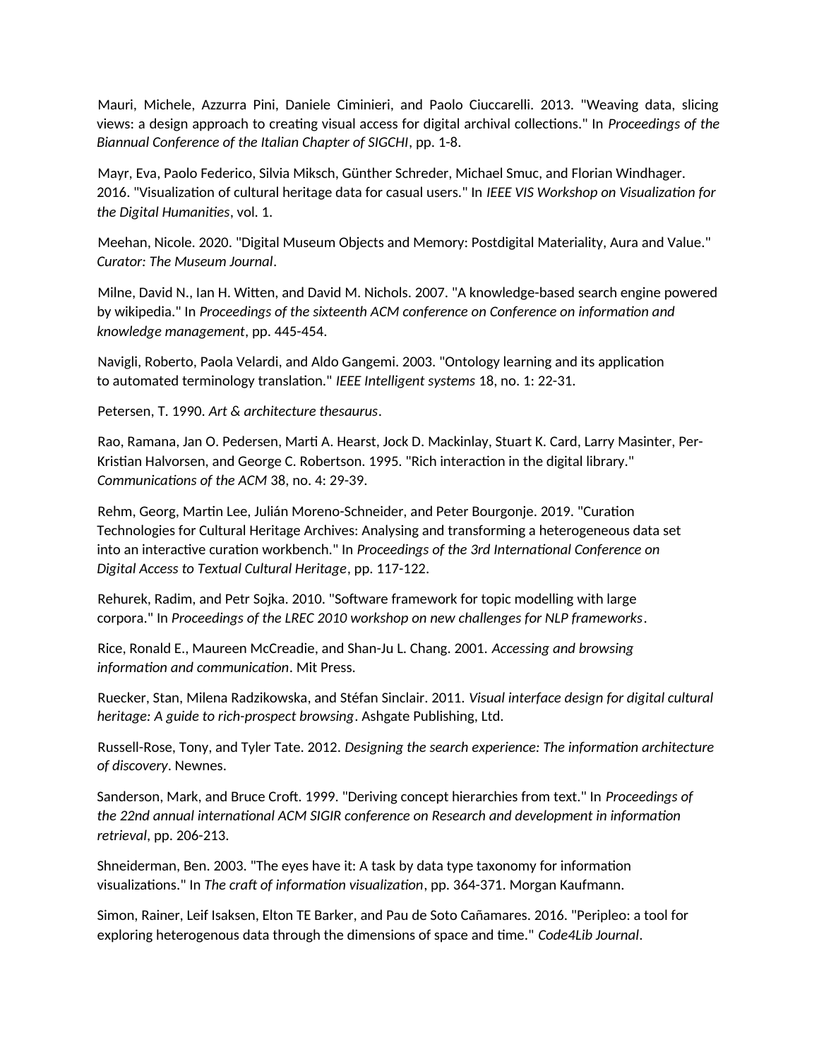Mauri, Michele, Azzurra Pini, Daniele Ciminieri, and Paolo Ciuccarelli. 2013. "Weaving data, slicing views: a design approach to creating visual access for digital archival collections." In *Proceedings of the Biannual Conference of the Italian Chapter of SIGCHI*, pp. 1-8.

Mayr, Eva, Paolo Federico, Silvia Miksch, Günther Schreder, Michael Smuc, and Florian Windhager. 2016. "Visualization of cultural heritage data for casual users." In *IEEE VIS Workshop on Visualization for the Digital Humanities*, vol. 1.

Meehan, Nicole. 2020. "Digital Museum Objects and Memory: Postdigital Materiality, Aura and Value." *Curator: The Museum Journal*.

Milne, David N., Ian H. Witten, and David M. Nichols. 2007. "A knowledge-based search engine powered by wikipedia." In *Proceedings of the sixteenth ACM conference on Conference on information and knowledge management*, pp. 445-454.

Navigli, Roberto, Paola Velardi, and Aldo Gangemi. 2003. "Ontology learning and its application to automated terminology translation." *IEEE Intelligent systems* 18, no. 1: 22-31.

Petersen, T. 1990. *Art & architecture thesaurus*.

Rao, Ramana, Jan O. Pedersen, Marti A. Hearst, Jock D. Mackinlay, Stuart K. Card, Larry Masinter, Per-Kristian Halvorsen, and George C. Robertson. 1995. "Rich interaction in the digital library." *Communications of the ACM* 38, no. 4: 29-39.

Rehm, Georg, Martin Lee, Julián Moreno-Schneider, and Peter Bourgonje. 2019. "Curation Technologies for Cultural Heritage Archives: Analysing and transforming a heterogeneous data set into an interactive curation workbench." In *Proceedings of the 3rd International Conference on Digital Access to Textual Cultural Heritage*, pp. 117-122.

Rehurek, Radim, and Petr Sojka. 2010. "Software framework for topic modelling with large corpora." In *Proceedings of the LREC 2010 workshop on new challenges for NLP frameworks*.

Rice, Ronald E., Maureen McCreadie, and Shan-Ju L. Chang. 2001. *Accessing and browsing information and communication*. Mit Press.

Ruecker, Stan, Milena Radzikowska, and Stéfan Sinclair. 2011. *Visual interface design for digital cultural heritage: A guide to rich-prospect browsing*. Ashgate Publishing, Ltd.

Russell-Rose, Tony, and Tyler Tate. 2012. *Designing the search experience: The information architecture of discovery*. Newnes.

Sanderson, Mark, and Bruce Croft. 1999. "Deriving concept hierarchies from text." In *Proceedings of the 22nd annual international ACM SIGIR conference on Research and development in information retrieval*, pp. 206-213.

Shneiderman, Ben. 2003. "The eyes have it: A task by data type taxonomy for information visualizations." In *The craft of information visualization*, pp. 364-371. Morgan Kaufmann.

Simon, Rainer, Leif Isaksen, Elton TE Barker, and Pau de Soto Cañamares. 2016. "Peripleo: a tool for exploring heterogenous data through the dimensions of space and time." *Code4Lib Journal*.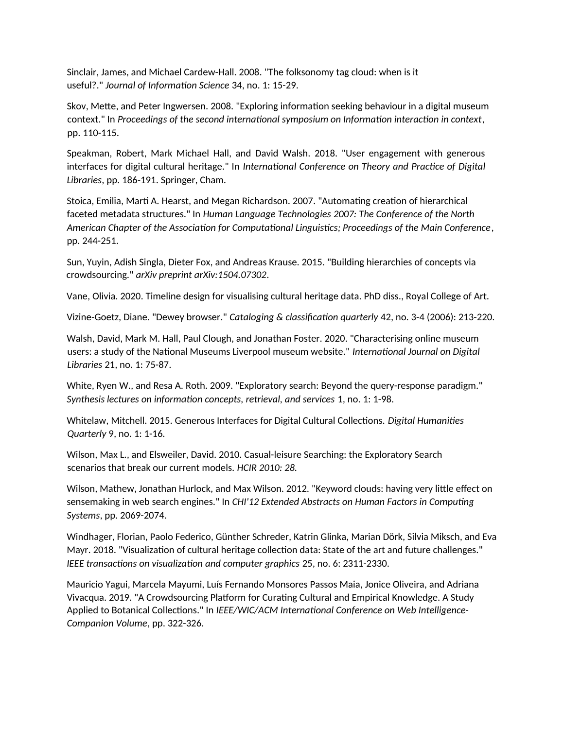Sinclair, James, and Michael Cardew-Hall. 2008. "The folksonomy tag cloud: when is it useful?." *Journal of Information Science* 34, no. 1: 15-29.

Skov, Mette, and Peter Ingwersen. 2008. "Exploring information seeking behaviour in a digital museum context." In *Proceedings of the second international symposium on Information interaction in context*, pp. 110-115.

Speakman, Robert, Mark Michael Hall, and David Walsh. 2018. "User engagement with generous interfaces for digital cultural heritage." In *International Conference on Theory and Practice of Digital Libraries*, pp. 186-191. Springer, Cham.

Stoica, Emilia, Marti A. Hearst, and Megan Richardson. 2007. "Automating creation of hierarchical faceted metadata structures." In *Human Language Technologies 2007: The Conference of the North American Chapter of the Association for Computational Linguistics; Proceedings of the Main Conference*, pp. 244-251.

Sun, Yuyin, Adish Singla, Dieter Fox, and Andreas Krause. 2015. "Building hierarchies of concepts via crowdsourcing." *arXiv preprint arXiv:1504.07302*.

Vane, Olivia. 2020. Timeline design for visualising cultural heritage data. PhD diss., Royal College of Art.

Vizine-Goetz, Diane. "Dewey browser." *Cataloging & classification quarterly* 42, no. 3-4 (2006): 213-220.

Walsh, David, Mark M. Hall, Paul Clough, and Jonathan Foster. 2020. "Characterising online museum users: a study of the National Museums Liverpool museum website." *International Journal on Digital Libraries* 21, no. 1: 75-87.

White, Ryen W., and Resa A. Roth. 2009. "Exploratory search: Beyond the query-response paradigm." *Synthesis lectures on information concepts, retrieval, and services* 1, no. 1: 1-98.

Whitelaw, Mitchell. 2015. Generous Interfaces for Digital Cultural Collections. *Digital Humanities Quarterly* 9, no. 1: 1-16.

Wilson, Max L., and Elsweiler, David. 2010. Casual-leisure Searching: the Exploratory Search scenarios that break our current models. *HCIR 2010: 28.*

Wilson, Mathew, Jonathan Hurlock, and Max Wilson. 2012. "Keyword clouds: having very little effect on sensemaking in web search engines." In *CHI'12 Extended Abstracts on Human Factors in Computing Systems*, pp. 2069-2074.

Windhager, Florian, Paolo Federico, Günther Schreder, Katrin Glinka, Marian Dörk, Silvia Miksch, and Eva Mayr. 2018. "Visualization of cultural heritage collection data: State of the art and future challenges." *IEEE transactions on visualization and computer graphics* 25, no. 6: 2311-2330.

Mauricio Yagui, Marcela Mayumi, Luís Fernando Monsores Passos Maia, Jonice Oliveira, and Adriana Vivacqua. 2019. "A Crowdsourcing Platform for Curating Cultural and Empirical Knowledge. A Study Applied to Botanical Collections." In *IEEE/WIC/ACM International Conference on Web Intelligence-Companion Volume*, pp. 322-326.